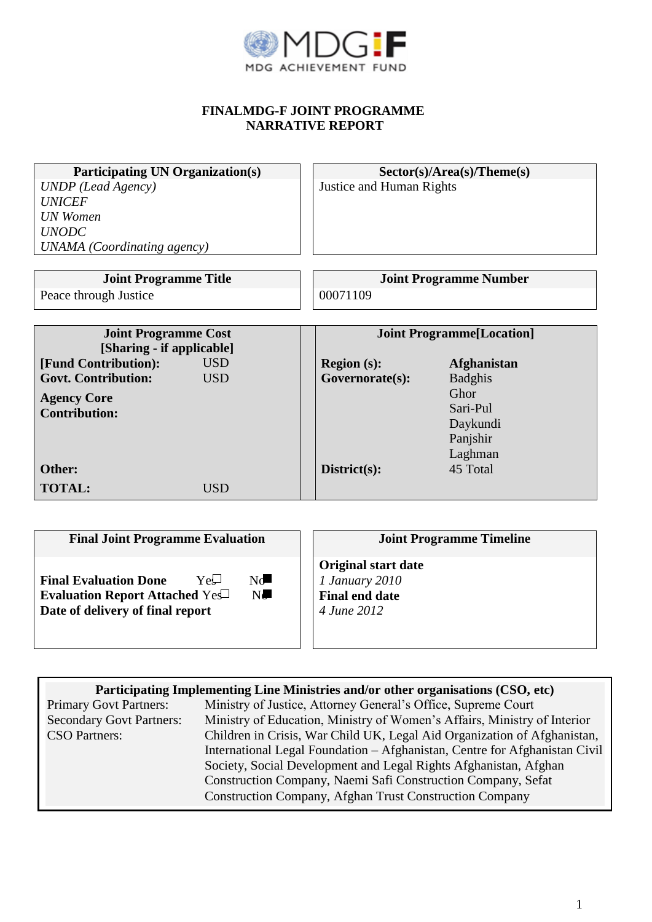MDG-F

MDG ACHIEVEMENT FUND

# FINALMDG-F JOINT PROGRAMME NARRATIVE REPORT

| Participating UN Organization(s) | Sector(s)/Area(s)/Theme(s) |
|---|---|
| *UNDP (Lead Agency)*<br>*UNICEF*<br>*UN Women*<br>*UNODC*<br>*UNAMA (Coordinating agency)* | Justice and Human Rights |

| Joint Programme Title | Joint Programme Number |
|---|---|
| Peace through Justice | 00071109 |

| Joint Programme Cost [Sharing - if applicable] | | Joint Programme[Location] | |
|---|---|---|---|
| **[Fund Contribution):** | USD | **Region (s):** | **Afghanistan** |
| **Govt. Contribution:** | USD | **Governorate(s):** | Badghis<br>Ghor<br>Sari-Pul<br>Daykundi<br>Panjshir<br>Laghman |
| **Agency Core Contribution:** | | | |
| **Other:** | | **District(s):** | 45 Total |
| **TOTAL:** | USD | | |

| Final Joint Programme Evaluation | | | Joint Programme Timeline |
|---|---|---|---|
| **Final Evaluation Done** | Yes ☐ | No ■ | **Original start date**<br>*1 January 2010* |
| **Evaluation Report Attached** | Yes ☐ | No ■ | **Final end date**<br>*4 June 2012* |
| **Date of delivery of final report** | | | |

| Participating Implementing Line Ministries and/or other organisations (CSO, etc) | |
|---|---|
| Primary Govt Partners: | Ministry of Justice, Attorney General's Office, Supreme Court |
| Secondary Govt Partners: | Ministry of Education, Ministry of Women's Affairs, Ministry of Interior |
| CSO Partners: | Children in Crisis, War Child UK, Legal Aid Organization of Afghanistan, International Legal Foundation – Afghanistan, Centre for Afghanistan Civil Society, Social Development and Legal Rights Afghanistan, Afghan Construction Company, Naemi Safi Construction Company, Sefat Construction Company, Afghan Trust Construction Company |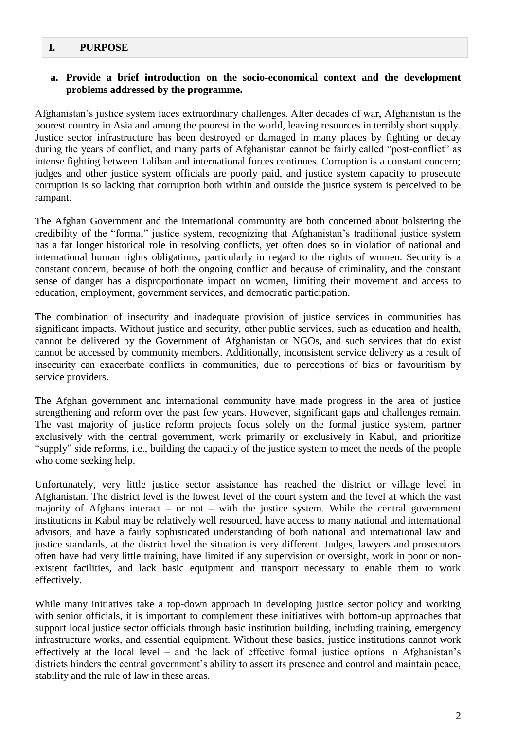## I. PURPOSE

**a. Provide a brief introduction on the socio-economical context and the development problems addressed by the programme.**

Afghanistan's justice system faces extraordinary challenges. After decades of war, Afghanistan is the poorest country in Asia and among the poorest in the world, leaving resources in terribly short supply. Justice sector infrastructure has been destroyed or damaged in many places by fighting or decay during the years of conflict, and many parts of Afghanistan cannot be fairly called "post-conflict" as intense fighting between Taliban and international forces continues. Corruption is a constant concern; judges and other justice system officials are poorly paid, and justice system capacity to prosecute corruption is so lacking that corruption both within and outside the justice system is perceived to be rampant.

The Afghan Government and the international community are both concerned about bolstering the credibility of the "formal" justice system, recognizing that Afghanistan's traditional justice system has a far longer historical role in resolving conflicts, yet often does so in violation of national and international human rights obligations, particularly in regard to the rights of women. Security is a constant concern, because of both the ongoing conflict and because of criminality, and the constant sense of danger has a disproportionate impact on women, limiting their movement and access to education, employment, government services, and democratic participation.

The combination of insecurity and inadequate provision of justice services in communities has significant impacts. Without justice and security, other public services, such as education and health, cannot be delivered by the Government of Afghanistan or NGOs, and such services that do exist cannot be accessed by community members. Additionally, inconsistent service delivery as a result of insecurity can exacerbate conflicts in communities, due to perceptions of bias or favouritism by service providers.

The Afghan government and international community have made progress in the area of justice strengthening and reform over the past few years. However, significant gaps and challenges remain. The vast majority of justice reform projects focus solely on the formal justice system, partner exclusively with the central government, work primarily or exclusively in Kabul, and prioritize "supply" side reforms, i.e., building the capacity of the justice system to meet the needs of the people who come seeking help.

Unfortunately, very little justice sector assistance has reached the district or village level in Afghanistan. The district level is the lowest level of the court system and the level at which the vast majority of Afghans interact – or not – with the justice system. While the central government institutions in Kabul may be relatively well resourced, have access to many national and international advisors, and have a fairly sophisticated understanding of both national and international law and justice standards, at the district level the situation is very different. Judges, lawyers and prosecutors often have had very little training, have limited if any supervision or oversight, work in poor or non-existent facilities, and lack basic equipment and transport necessary to enable them to work effectively.

While many initiatives take a top-down approach in developing justice sector policy and working with senior officials, it is important to complement these initiatives with bottom-up approaches that support local justice sector officials through basic institution building, including training, emergency infrastructure works, and essential equipment. Without these basics, justice institutions cannot work effectively at the local level – and the lack of effective formal justice options in Afghanistan's districts hinders the central government's ability to assert its presence and control and maintain peace, stability and the rule of law in these areas.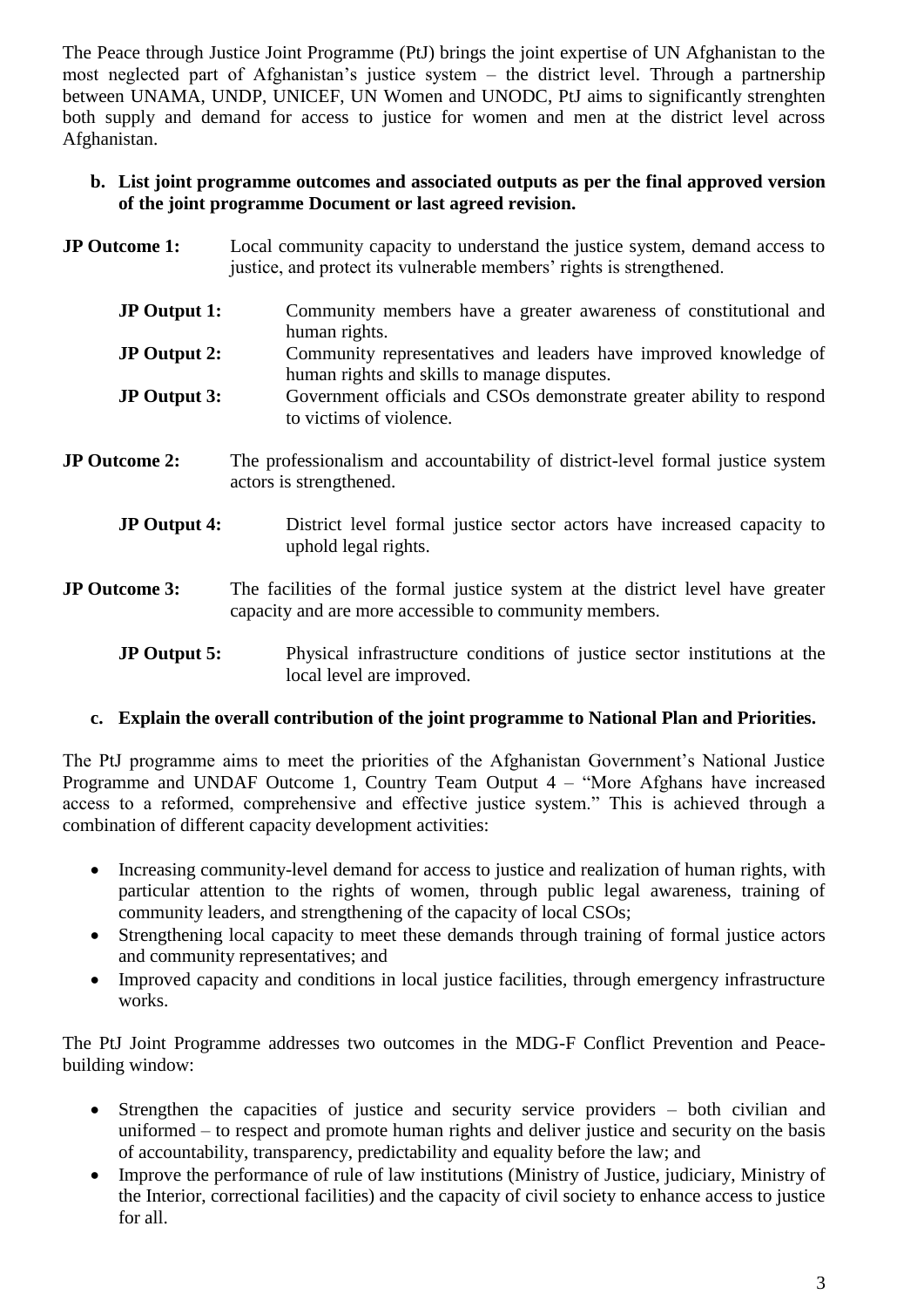The Peace through Justice Joint Programme (PtJ) brings the joint expertise of UN Afghanistan to the most neglected part of Afghanistan's justice system – the district level. Through a partnership between UNAMA, UNDP, UNICEF, UN Women and UNODC, PtJ aims to significantly strenghten both supply and demand for access to justice for women and men at the district level across Afghanistan.

**b. List joint programme outcomes and associated outputs as per the final approved version of the joint programme Document or last agreed revision.**

**JP Outcome 1:** Local community capacity to understand the justice system, demand access to justice, and protect its vulnerable members' rights is strengthened.

- **JP Output 1:** Community members have a greater awareness of constitutional and human rights.
- **JP Output 2:** Community representatives and leaders have improved knowledge of human rights and skills to manage disputes.
- **JP Output 3:** Government officials and CSOs demonstrate greater ability to respond to victims of violence.

**JP Outcome 2:** The professionalism and accountability of district-level formal justice system actors is strengthened.

- **JP Output 4:** District level formal justice sector actors have increased capacity to uphold legal rights.

**JP Outcome 3:** The facilities of the formal justice system at the district level have greater capacity and are more accessible to community members.

- **JP Output 5:** Physical infrastructure conditions of justice sector institutions at the local level are improved.

**c. Explain the overall contribution of the joint programme to National Plan and Priorities.**

The PtJ programme aims to meet the priorities of the Afghanistan Government's National Justice Programme and UNDAF Outcome 1, Country Team Output 4 – "More Afghans have increased access to a reformed, comprehensive and effective justice system." This is achieved through a combination of different capacity development activities:

- Increasing community-level demand for access to justice and realization of human rights, with particular attention to the rights of women, through public legal awareness, training of community leaders, and strengthening of the capacity of local CSOs;
- Strengthening local capacity to meet these demands through training of formal justice actors and community representatives; and
- Improved capacity and conditions in local justice facilities, through emergency infrastructure works.

The PtJ Joint Programme addresses two outcomes in the MDG-F Conflict Prevention and Peace-building window:

- Strengthen the capacities of justice and security service providers – both civilian and uniformed – to respect and promote human rights and deliver justice and security on the basis of accountability, transparency, predictability and equality before the law; and
- Improve the performance of rule of law institutions (Ministry of Justice, judiciary, Ministry of the Interior, correctional facilities) and the capacity of civil society to enhance access to justice for all.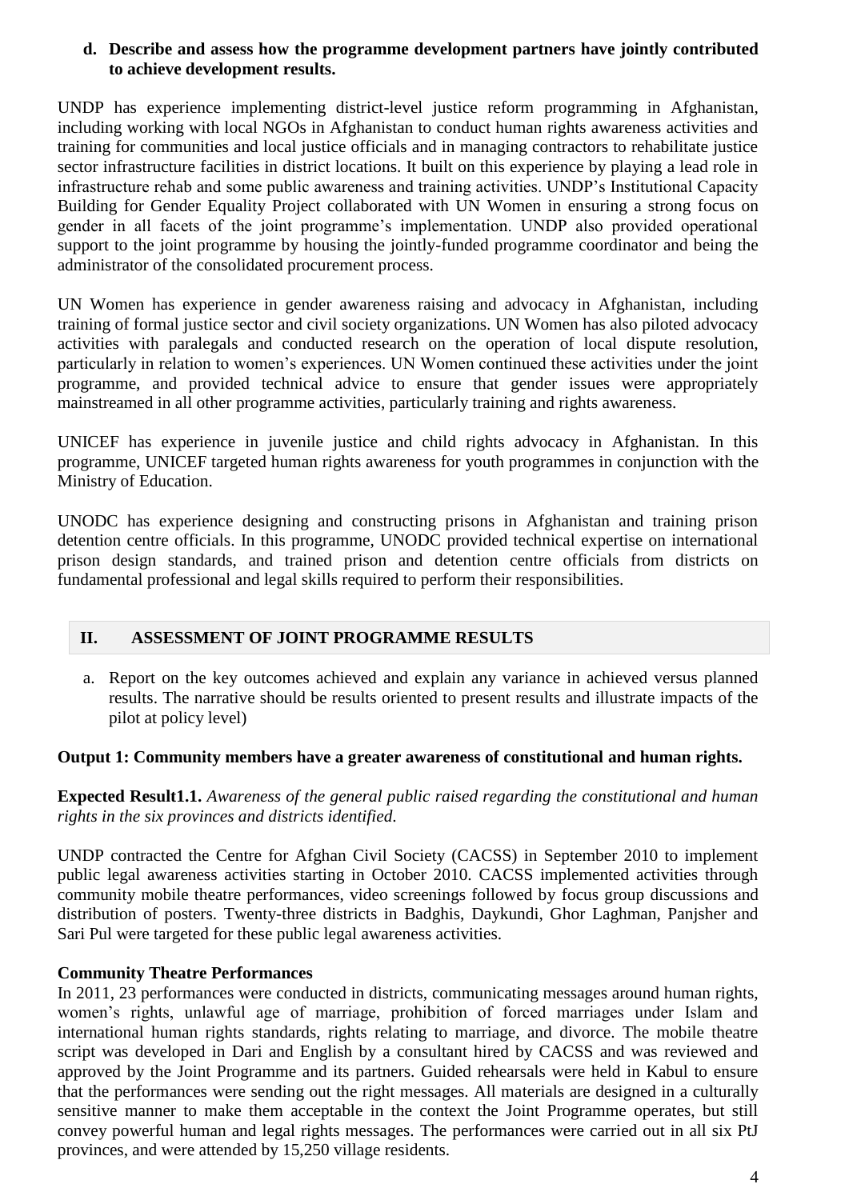**d. Describe and assess how the programme development partners have jointly contributed to achieve development results.**

UNDP has experience implementing district-level justice reform programming in Afghanistan, including working with local NGOs in Afghanistan to conduct human rights awareness activities and training for communities and local justice officials and in managing contractors to rehabilitate justice sector infrastructure facilities in district locations. It built on this experience by playing a lead role in infrastructure rehab and some public awareness and training activities. UNDP's Institutional Capacity Building for Gender Equality Project collaborated with UN Women in ensuring a strong focus on gender in all facets of the joint programme's implementation. UNDP also provided operational support to the joint programme by housing the jointly-funded programme coordinator and being the administrator of the consolidated procurement process.

UN Women has experience in gender awareness raising and advocacy in Afghanistan, including training of formal justice sector and civil society organizations. UN Women has also piloted advocacy activities with paralegals and conducted research on the operation of local dispute resolution, particularly in relation to women's experiences. UN Women continued these activities under the joint programme, and provided technical advice to ensure that gender issues were appropriately mainstreamed in all other programme activities, particularly training and rights awareness.

UNICEF has experience in juvenile justice and child rights advocacy in Afghanistan. In this programme, UNICEF targeted human rights awareness for youth programmes in conjunction with the Ministry of Education.

UNODC has experience designing and constructing prisons in Afghanistan and training prison detention centre officials. In this programme, UNODC provided technical expertise on international prison design standards, and trained prison and detention centre officials from districts on fundamental professional and legal skills required to perform their responsibilities.

## II. ASSESSMENT OF JOINT PROGRAMME RESULTS

a. Report on the key outcomes achieved and explain any variance in achieved versus planned results. The narrative should be results oriented to present results and illustrate impacts of the pilot at policy level)

**Output 1: Community members have a greater awareness of constitutional and human rights.**

**Expected Result1.1.** *Awareness of the general public raised regarding the constitutional and human rights in the six provinces and districts identified.*

UNDP contracted the Centre for Afghan Civil Society (CACSS) in September 2010 to implement public legal awareness activities starting in October 2010. CACSS implemented activities through community mobile theatre performances, video screenings followed by focus group discussions and distribution of posters. Twenty-three districts in Badghis, Daykundi, Ghor Laghman, Panjsher and Sari Pul were targeted for these public legal awareness activities.

**Community Theatre Performances**

In 2011, 23 performances were conducted in districts, communicating messages around human rights, women's rights, unlawful age of marriage, prohibition of forced marriages under Islam and international human rights standards, rights relating to marriage, and divorce. The mobile theatre script was developed in Dari and English by a consultant hired by CACSS and was reviewed and approved by the Joint Programme and its partners. Guided rehearsals were held in Kabul to ensure that the performances were sending out the right messages. All materials are designed in a culturally sensitive manner to make them acceptable in the context the Joint Programme operates, but still convey powerful human and legal rights messages. The performances were carried out in all six PtJ provinces, and were attended by 15,250 village residents.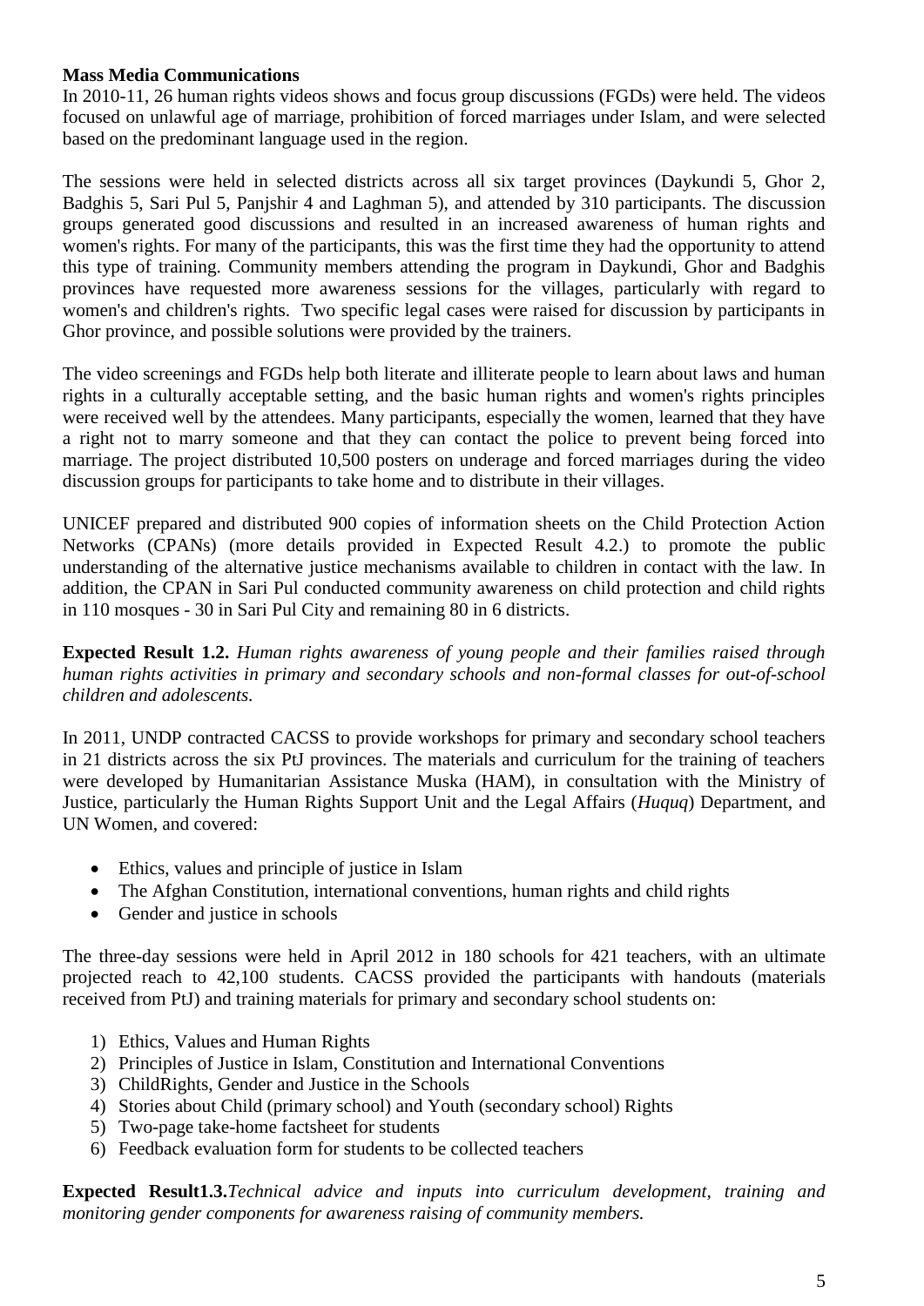**Mass Media Communications**

In 2010-11, 26 human rights videos shows and focus group discussions (FGDs) were held. The videos focused on unlawful age of marriage, prohibition of forced marriages under Islam, and were selected based on the predominant language used in the region.

The sessions were held in selected districts across all six target provinces (Daykundi 5, Ghor 2, Badghis 5, Sari Pul 5, Panjshir 4 and Laghman 5), and attended by 310 participants. The discussion groups generated good discussions and resulted in an increased awareness of human rights and women's rights. For many of the participants, this was the first time they had the opportunity to attend this type of training. Community members attending the program in Daykundi, Ghor and Badghis provinces have requested more awareness sessions for the villages, particularly with regard to women's and children's rights. Two specific legal cases were raised for discussion by participants in Ghor province, and possible solutions were provided by the trainers.

The video screenings and FGDs help both literate and illiterate people to learn about laws and human rights in a culturally acceptable setting, and the basic human rights and women's rights principles were received well by the attendees. Many participants, especially the women, learned that they have a right not to marry someone and that they can contact the police to prevent being forced into marriage. The project distributed 10,500 posters on underage and forced marriages during the video discussion groups for participants to take home and to distribute in their villages.

UNICEF prepared and distributed 900 copies of information sheets on the Child Protection Action Networks (CPANs) (more details provided in Expected Result 4.2.) to promote the public understanding of the alternative justice mechanisms available to children in contact with the law. In addition, the CPAN in Sari Pul conducted community awareness on child protection and child rights in 110 mosques - 30 in Sari Pul City and remaining 80 in 6 districts.

**Expected Result 1.2.** *Human rights awareness of young people and their families raised through human rights activities in primary and secondary schools and non-formal classes for out-of-school children and adolescents.*

In 2011, UNDP contracted CACSS to provide workshops for primary and secondary school teachers in 21 districts across the six PtJ provinces. The materials and curriculum for the training of teachers were developed by Humanitarian Assistance Muska (HAM), in consultation with the Ministry of Justice, particularly the Human Rights Support Unit and the Legal Affairs (*Huquq*) Department, and UN Women, and covered:

- Ethics, values and principle of justice in Islam
- The Afghan Constitution, international conventions, human rights and child rights
- Gender and justice in schools

The three-day sessions were held in April 2012 in 180 schools for 421 teachers, with an ultimate projected reach to 42,100 students. CACSS provided the participants with handouts (materials received from PtJ) and training materials for primary and secondary school students on:

1) Ethics, Values and Human Rights
2) Principles of Justice in Islam, Constitution and International Conventions
3) ChildRights, Gender and Justice in the Schools
4) Stories about Child (primary school) and Youth (secondary school) Rights
5) Two-page take-home factsheet for students
6) Feedback evaluation form for students to be collected teachers

**Expected Result1.3.***Technical advice and inputs into curriculum development, training and monitoring gender components for awareness raising of community members.*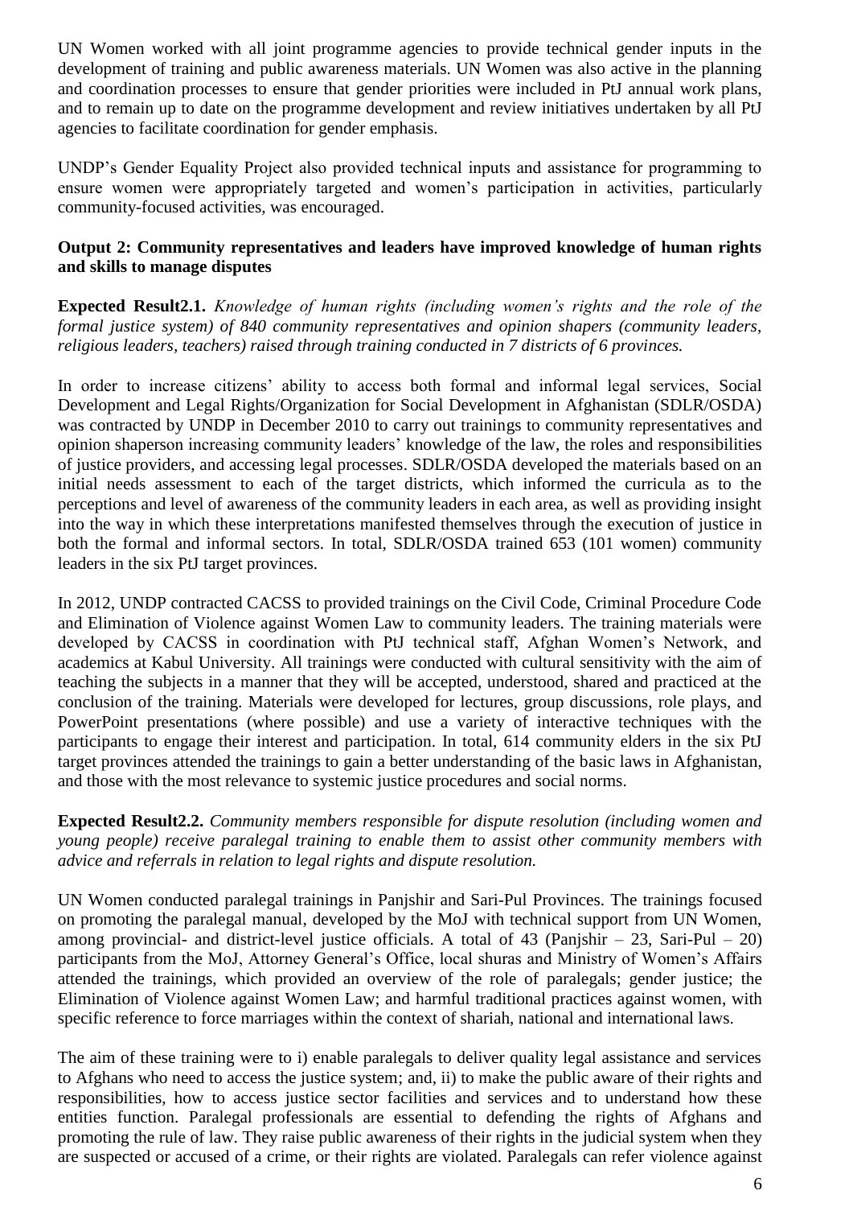UN Women worked with all joint programme agencies to provide technical gender inputs in the development of training and public awareness materials. UN Women was also active in the planning and coordination processes to ensure that gender priorities were included in PtJ annual work plans, and to remain up to date on the programme development and review initiatives undertaken by all PtJ agencies to facilitate coordination for gender emphasis.

UNDP's Gender Equality Project also provided technical inputs and assistance for programming to ensure women were appropriately targeted and women's participation in activities, particularly community-focused activities, was encouraged.

**Output 2: Community representatives and leaders have improved knowledge of human rights and skills to manage disputes**

**Expected Result2.1.** *Knowledge of human rights (including women's rights and the role of the formal justice system) of 840 community representatives and opinion shapers (community leaders, religious leaders, teachers) raised through training conducted in 7 districts of 6 provinces.*

In order to increase citizens' ability to access both formal and informal legal services, Social Development and Legal Rights/Organization for Social Development in Afghanistan (SDLR/OSDA) was contracted by UNDP in December 2010 to carry out trainings to community representatives and opinion shaperson increasing community leaders' knowledge of the law, the roles and responsibilities of justice providers, and accessing legal processes. SDLR/OSDA developed the materials based on an initial needs assessment to each of the target districts, which informed the curricula as to the perceptions and level of awareness of the community leaders in each area, as well as providing insight into the way in which these interpretations manifested themselves through the execution of justice in both the formal and informal sectors. In total, SDLR/OSDA trained 653 (101 women) community leaders in the six PtJ target provinces.

In 2012, UNDP contracted CACSS to provided trainings on the Civil Code, Criminal Procedure Code and Elimination of Violence against Women Law to community leaders. The training materials were developed by CACSS in coordination with PtJ technical staff, Afghan Women's Network, and academics at Kabul University. All trainings were conducted with cultural sensitivity with the aim of teaching the subjects in a manner that they will be accepted, understood, shared and practiced at the conclusion of the training. Materials were developed for lectures, group discussions, role plays, and PowerPoint presentations (where possible) and use a variety of interactive techniques with the participants to engage their interest and participation. In total, 614 community elders in the six PtJ target provinces attended the trainings to gain a better understanding of the basic laws in Afghanistan, and those with the most relevance to systemic justice procedures and social norms.

**Expected Result2.2.** *Community members responsible for dispute resolution (including women and young people) receive paralegal training to enable them to assist other community members with advice and referrals in relation to legal rights and dispute resolution.*

UN Women conducted paralegal trainings in Panjshir and Sari-Pul Provinces. The trainings focused on promoting the paralegal manual, developed by the MoJ with technical support from UN Women, among provincial- and district-level justice officials. A total of 43 (Panjshir – 23, Sari-Pul – 20) participants from the MoJ, Attorney General's Office, local shuras and Ministry of Women's Affairs attended the trainings, which provided an overview of the role of paralegals; gender justice; the Elimination of Violence against Women Law; and harmful traditional practices against women, with specific reference to force marriages within the context of shariah, national and international laws.

The aim of these training were to i) enable paralegals to deliver quality legal assistance and services to Afghans who need to access the justice system; and, ii) to make the public aware of their rights and responsibilities, how to access justice sector facilities and services and to understand how these entities function. Paralegal professionals are essential to defending the rights of Afghans and promoting the rule of law. They raise public awareness of their rights in the judicial system when they are suspected or accused of a crime, or their rights are violated. Paralegals can refer violence against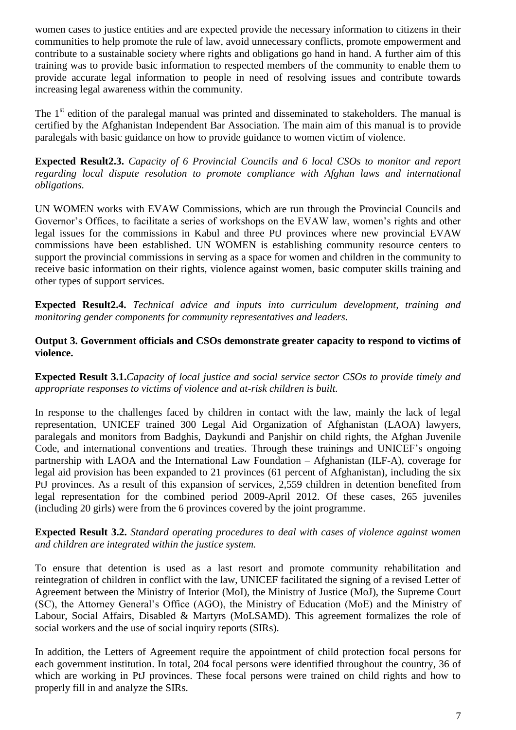women cases to justice entities and are expected provide the necessary information to citizens in their communities to help promote the rule of law, avoid unnecessary conflicts, promote empowerment and contribute to a sustainable society where rights and obligations go hand in hand. A further aim of this training was to provide basic information to respected members of the community to enable them to provide accurate legal information to people in need of resolving issues and contribute towards increasing legal awareness within the community.

The 1st edition of the paralegal manual was printed and disseminated to stakeholders. The manual is certified by the Afghanistan Independent Bar Association. The main aim of this manual is to provide paralegals with basic guidance on how to provide guidance to women victim of violence.

**Expected Result2.3.** *Capacity of 6 Provincial Councils and 6 local CSOs to monitor and report regarding local dispute resolution to promote compliance with Afghan laws and international obligations.*

UN WOMEN works with EVAW Commissions, which are run through the Provincial Councils and Governor's Offices, to facilitate a series of workshops on the EVAW law, women's rights and other legal issues for the commissions in Kabul and three PtJ provinces where new provincial EVAW commissions have been established. UN WOMEN is establishing community resource centers to support the provincial commissions in serving as a space for women and children in the community to receive basic information on their rights, violence against women, basic computer skills training and other types of support services.

**Expected Result2.4.** *Technical advice and inputs into curriculum development, training and monitoring gender components for community representatives and leaders.*

**Output 3. Government officials and CSOs demonstrate greater capacity to respond to victims of violence.**

**Expected Result 3.1.***Capacity of local justice and social service sector CSOs to provide timely and appropriate responses to victims of violence and at-risk children is built.*

In response to the challenges faced by children in contact with the law, mainly the lack of legal representation, UNICEF trained 300 Legal Aid Organization of Afghanistan (LAOA) lawyers, paralegals and monitors from Badghis, Daykundi and Panjshir on child rights, the Afghan Juvenile Code, and international conventions and treaties. Through these trainings and UNICEF's ongoing partnership with LAOA and the International Law Foundation – Afghanistan (ILF-A), coverage for legal aid provision has been expanded to 21 provinces (61 percent of Afghanistan), including the six PtJ provinces. As a result of this expansion of services, 2,559 children in detention benefited from legal representation for the combined period 2009-April 2012. Of these cases, 265 juveniles (including 20 girls) were from the 6 provinces covered by the joint programme.

**Expected Result 3.2.** *Standard operating procedures to deal with cases of violence against women and children are integrated within the justice system.*

To ensure that detention is used as a last resort and promote community rehabilitation and reintegration of children in conflict with the law, UNICEF facilitated the signing of a revised Letter of Agreement between the Ministry of Interior (MoI), the Ministry of Justice (MoJ), the Supreme Court (SC), the Attorney General's Office (AGO), the Ministry of Education (MoE) and the Ministry of Labour, Social Affairs, Disabled & Martyrs (MoLSAMD). This agreement formalizes the role of social workers and the use of social inquiry reports (SIRs).

In addition, the Letters of Agreement require the appointment of child protection focal persons for each government institution. In total, 204 focal persons were identified throughout the country, 36 of which are working in PtJ provinces. These focal persons were trained on child rights and how to properly fill in and analyze the SIRs.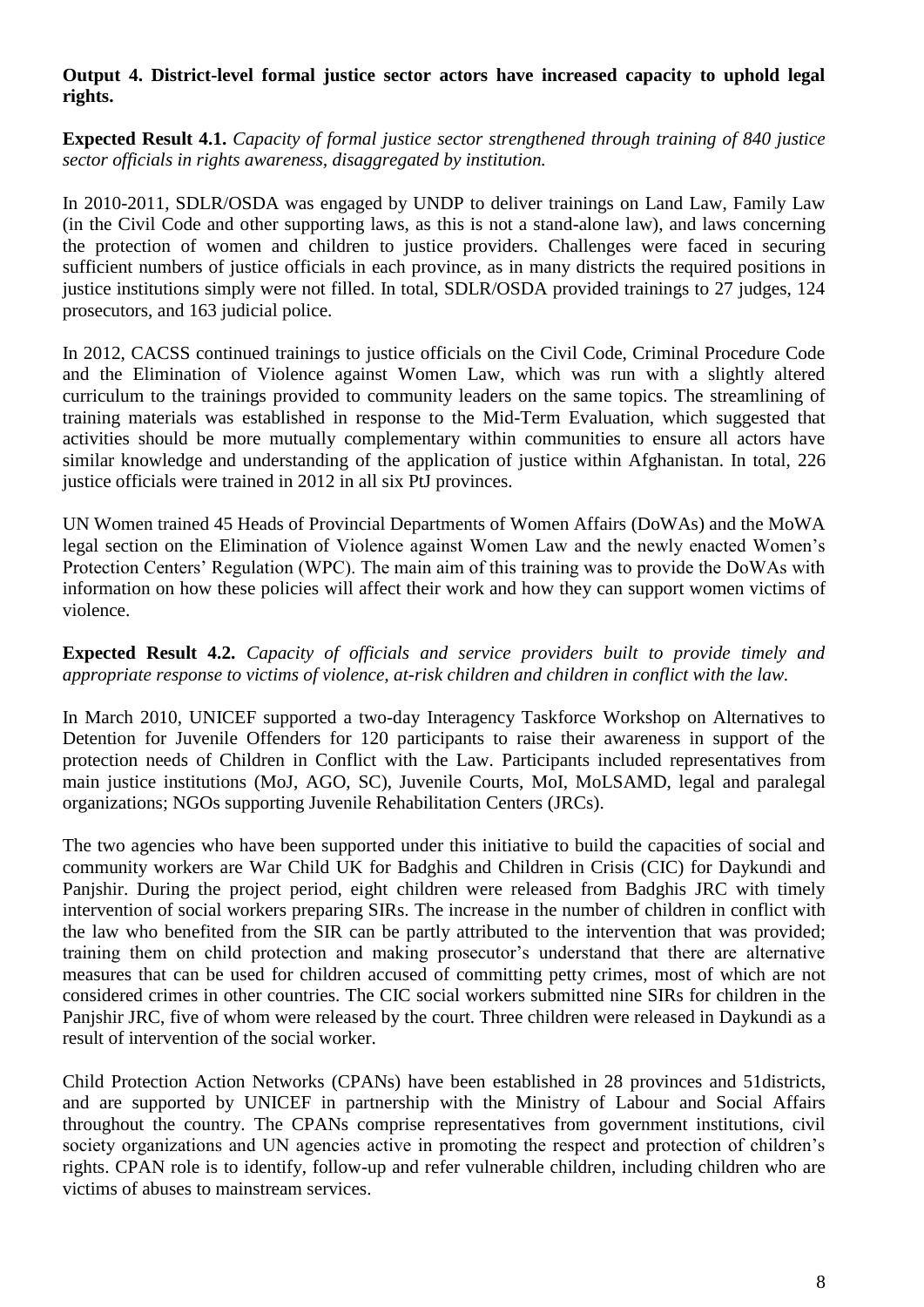**Output 4. District-level formal justice sector actors have increased capacity to uphold legal rights.**

**Expected Result 4.1.** *Capacity of formal justice sector strengthened through training of 840 justice sector officials in rights awareness, disaggregated by institution.*

In 2010-2011, SDLR/OSDA was engaged by UNDP to deliver trainings on Land Law, Family Law (in the Civil Code and other supporting laws, as this is not a stand-alone law), and laws concerning the protection of women and children to justice providers. Challenges were faced in securing sufficient numbers of justice officials in each province, as in many districts the required positions in justice institutions simply were not filled. In total, SDLR/OSDA provided trainings to 27 judges, 124 prosecutors, and 163 judicial police.

In 2012, CACSS continued trainings to justice officials on the Civil Code, Criminal Procedure Code and the Elimination of Violence against Women Law, which was run with a slightly altered curriculum to the trainings provided to community leaders on the same topics. The streamlining of training materials was established in response to the Mid-Term Evaluation, which suggested that activities should be more mutually complementary within communities to ensure all actors have similar knowledge and understanding of the application of justice within Afghanistan. In total, 226 justice officials were trained in 2012 in all six PtJ provinces.

UN Women trained 45 Heads of Provincial Departments of Women Affairs (DoWAs) and the MoWA legal section on the Elimination of Violence against Women Law and the newly enacted Women's Protection Centers' Regulation (WPC). The main aim of this training was to provide the DoWAs with information on how these policies will affect their work and how they can support women victims of violence.

**Expected Result 4.2.** *Capacity of officials and service providers built to provide timely and appropriate response to victims of violence, at-risk children and children in conflict with the law.*

In March 2010, UNICEF supported a two-day Interagency Taskforce Workshop on Alternatives to Detention for Juvenile Offenders for 120 participants to raise their awareness in support of the protection needs of Children in Conflict with the Law. Participants included representatives from main justice institutions (MoJ, AGO, SC), Juvenile Courts, MoI, MoLSAMD, legal and paralegal organizations; NGOs supporting Juvenile Rehabilitation Centers (JRCs).

The two agencies who have been supported under this initiative to build the capacities of social and community workers are War Child UK for Badghis and Children in Crisis (CIC) for Daykundi and Panjshir. During the project period, eight children were released from Badghis JRC with timely intervention of social workers preparing SIRs. The increase in the number of children in conflict with the law who benefited from the SIR can be partly attributed to the intervention that was provided; training them on child protection and making prosecutor's understand that there are alternative measures that can be used for children accused of committing petty crimes, most of which are not considered crimes in other countries. The CIC social workers submitted nine SIRs for children in the Panjshir JRC, five of whom were released by the court. Three children were released in Daykundi as a result of intervention of the social worker.

Child Protection Action Networks (CPANs) have been established in 28 provinces and 51districts, and are supported by UNICEF in partnership with the Ministry of Labour and Social Affairs throughout the country. The CPANs comprise representatives from government institutions, civil society organizations and UN agencies active in promoting the respect and protection of children's rights. CPAN role is to identify, follow-up and refer vulnerable children, including children who are victims of abuses to mainstream services.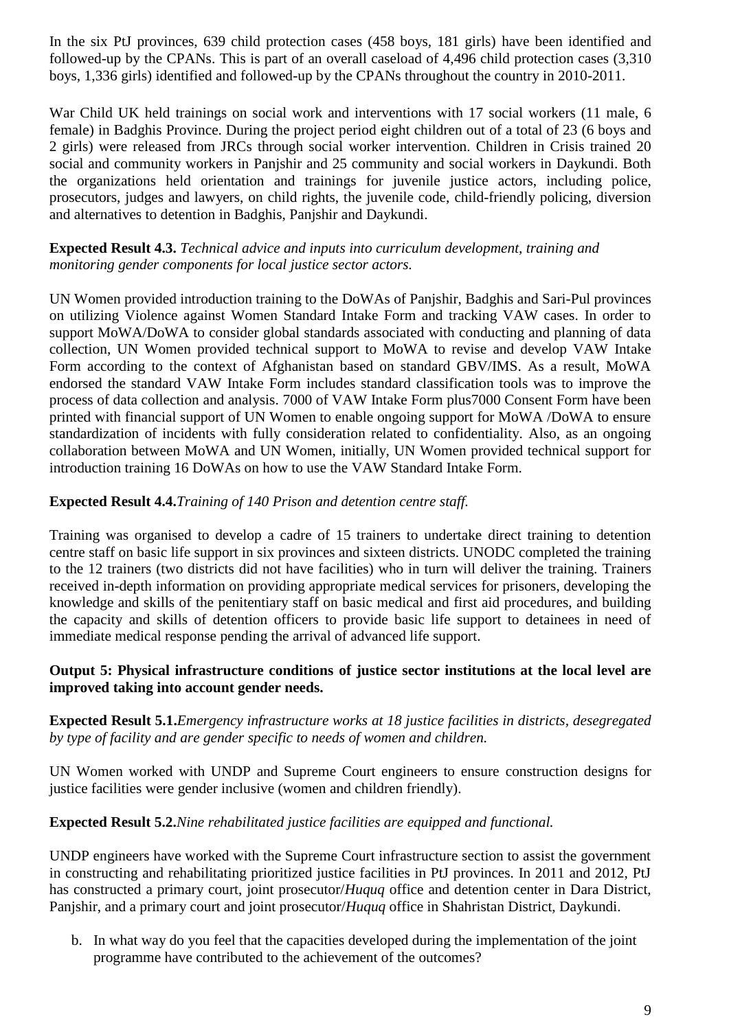In the six PtJ provinces, 639 child protection cases (458 boys, 181 girls) have been identified and followed-up by the CPANs. This is part of an overall caseload of 4,496 child protection cases (3,310 boys, 1,336 girls) identified and followed-up by the CPANs throughout the country in 2010-2011.

War Child UK held trainings on social work and interventions with 17 social workers (11 male, 6 female) in Badghis Province. During the project period eight children out of a total of 23 (6 boys and 2 girls) were released from JRCs through social worker intervention. Children in Crisis trained 20 social and community workers in Panjshir and 25 community and social workers in Daykundi. Both the organizations held orientation and trainings for juvenile justice actors, including police, prosecutors, judges and lawyers, on child rights, the juvenile code, child-friendly policing, diversion and alternatives to detention in Badghis, Panjshir and Daykundi.

**Expected Result 4.3.** *Technical advice and inputs into curriculum development, training and monitoring gender components for local justice sector actors.*

UN Women provided introduction training to the DoWAs of Panjshir, Badghis and Sari-Pul provinces on utilizing Violence against Women Standard Intake Form and tracking VAW cases. In order to support MoWA/DoWA to consider global standards associated with conducting and planning of data collection, UN Women provided technical support to MoWA to revise and develop VAW Intake Form according to the context of Afghanistan based on standard GBV/IMS. As a result, MoWA endorsed the standard VAW Intake Form includes standard classification tools was to improve the process of data collection and analysis. 7000 of VAW Intake Form plus7000 Consent Form have been printed with financial support of UN Women to enable ongoing support for MoWA /DoWA to ensure standardization of incidents with fully consideration related to confidentiality. Also, as an ongoing collaboration between MoWA and UN Women, initially, UN Women provided technical support for introduction training 16 DoWAs on how to use the VAW Standard Intake Form.

**Expected Result 4.4.***Training of 140 Prison and detention centre staff.*

Training was organised to develop a cadre of 15 trainers to undertake direct training to detention centre staff on basic life support in six provinces and sixteen districts. UNODC completed the training to the 12 trainers (two districts did not have facilities) who in turn will deliver the training. Trainers received in-depth information on providing appropriate medical services for prisoners, developing the knowledge and skills of the penitentiary staff on basic medical and first aid procedures, and building the capacity and skills of detention officers to provide basic life support to detainees in need of immediate medical response pending the arrival of advanced life support.

**Output 5: Physical infrastructure conditions of justice sector institutions at the local level are improved taking into account gender needs.**

**Expected Result 5.1.***Emergency infrastructure works at 18 justice facilities in districts, desegregated by type of facility and are gender specific to needs of women and children.*

UN Women worked with UNDP and Supreme Court engineers to ensure construction designs for justice facilities were gender inclusive (women and children friendly).

**Expected Result 5.2.***Nine rehabilitated justice facilities are equipped and functional.*

UNDP engineers have worked with the Supreme Court infrastructure section to assist the government in constructing and rehabilitating prioritized justice facilities in PtJ provinces. In 2011 and 2012, PtJ has constructed a primary court, joint prosecutor/*Huquq* office and detention center in Dara District, Panjshir, and a primary court and joint prosecutor/*Huquq* office in Shahristan District, Daykundi.

b. In what way do you feel that the capacities developed during the implementation of the joint programme have contributed to the achievement of the outcomes?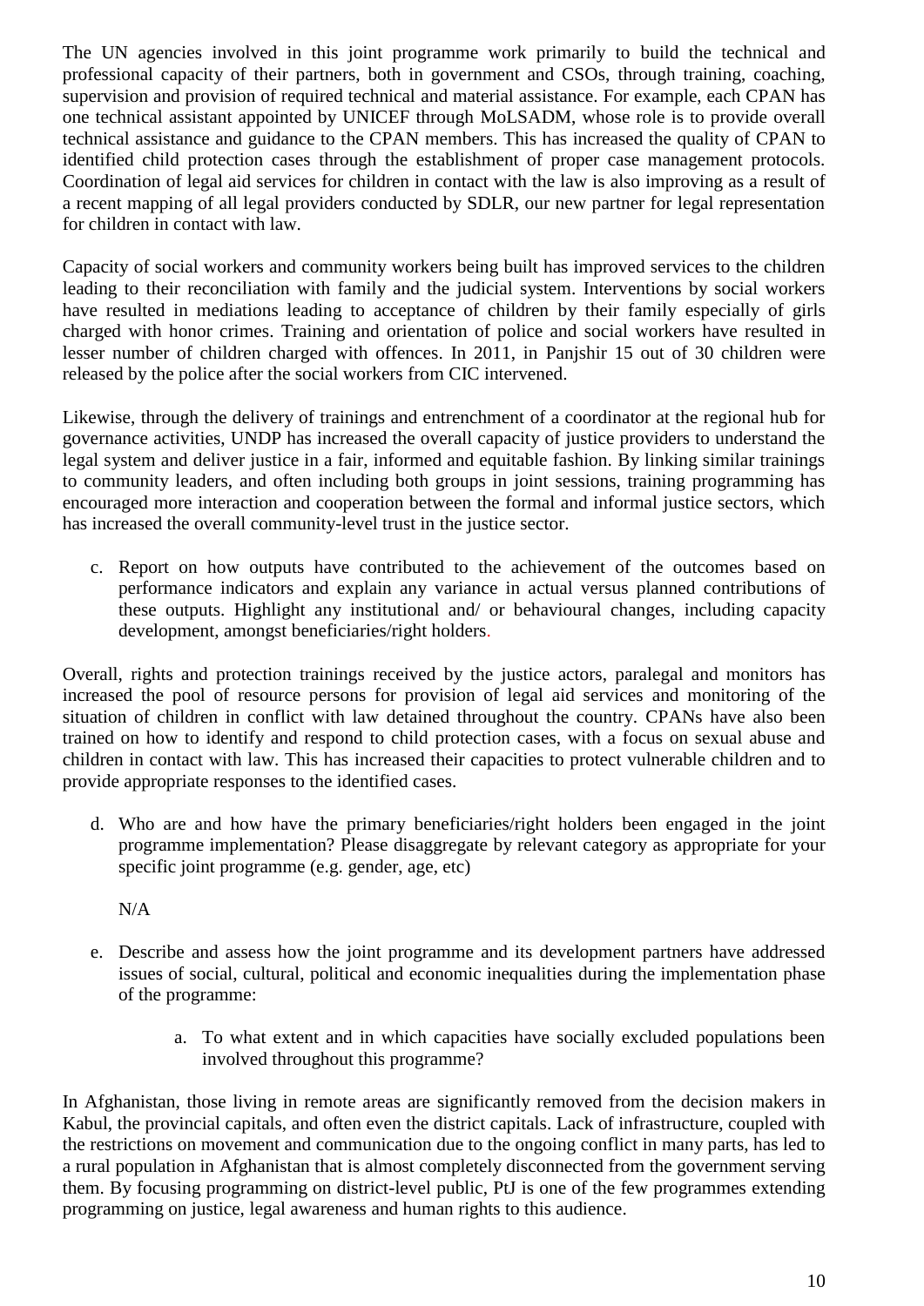The UN agencies involved in this joint programme work primarily to build the technical and professional capacity of their partners, both in government and CSOs, through training, coaching, supervision and provision of required technical and material assistance. For example, each CPAN has one technical assistant appointed by UNICEF through MoLSADM, whose role is to provide overall technical assistance and guidance to the CPAN members. This has increased the quality of CPAN to identified child protection cases through the establishment of proper case management protocols. Coordination of legal aid services for children in contact with the law is also improving as a result of a recent mapping of all legal providers conducted by SDLR, our new partner for legal representation for children in contact with law.

Capacity of social workers and community workers being built has improved services to the children leading to their reconciliation with family and the judicial system. Interventions by social workers have resulted in mediations leading to acceptance of children by their family especially of girls charged with honor crimes. Training and orientation of police and social workers have resulted in lesser number of children charged with offences. In 2011, in Panjshir 15 out of 30 children were released by the police after the social workers from CIC intervened.

Likewise, through the delivery of trainings and entrenchment of a coordinator at the regional hub for governance activities, UNDP has increased the overall capacity of justice providers to understand the legal system and deliver justice in a fair, informed and equitable fashion. By linking similar trainings to community leaders, and often including both groups in joint sessions, training programming has encouraged more interaction and cooperation between the formal and informal justice sectors, which has increased the overall community-level trust in the justice sector.

c. Report on how outputs have contributed to the achievement of the outcomes based on performance indicators and explain any variance in actual versus planned contributions of these outputs. Highlight any institutional and/ or behavioural changes, including capacity development, amongst beneficiaries/right holders.

Overall, rights and protection trainings received by the justice actors, paralegal and monitors has increased the pool of resource persons for provision of legal aid services and monitoring of the situation of children in conflict with law detained throughout the country. CPANs have also been trained on how to identify and respond to child protection cases, with a focus on sexual abuse and children in contact with law. This has increased their capacities to protect vulnerable children and to provide appropriate responses to the identified cases.

d. Who are and how have the primary beneficiaries/right holders been engaged in the joint programme implementation? Please disaggregate by relevant category as appropriate for your specific joint programme (e.g. gender, age, etc)

N/A

e. Describe and assess how the joint programme and its development partners have addressed issues of social, cultural, political and economic inequalities during the implementation phase of the programme:

a. To what extent and in which capacities have socially excluded populations been involved throughout this programme?

In Afghanistan, those living in remote areas are significantly removed from the decision makers in Kabul, the provincial capitals, and often even the district capitals. Lack of infrastructure, coupled with the restrictions on movement and communication due to the ongoing conflict in many parts, has led to a rural population in Afghanistan that is almost completely disconnected from the government serving them. By focusing programming on district-level public, PtJ is one of the few programmes extending programming on justice, legal awareness and human rights to this audience.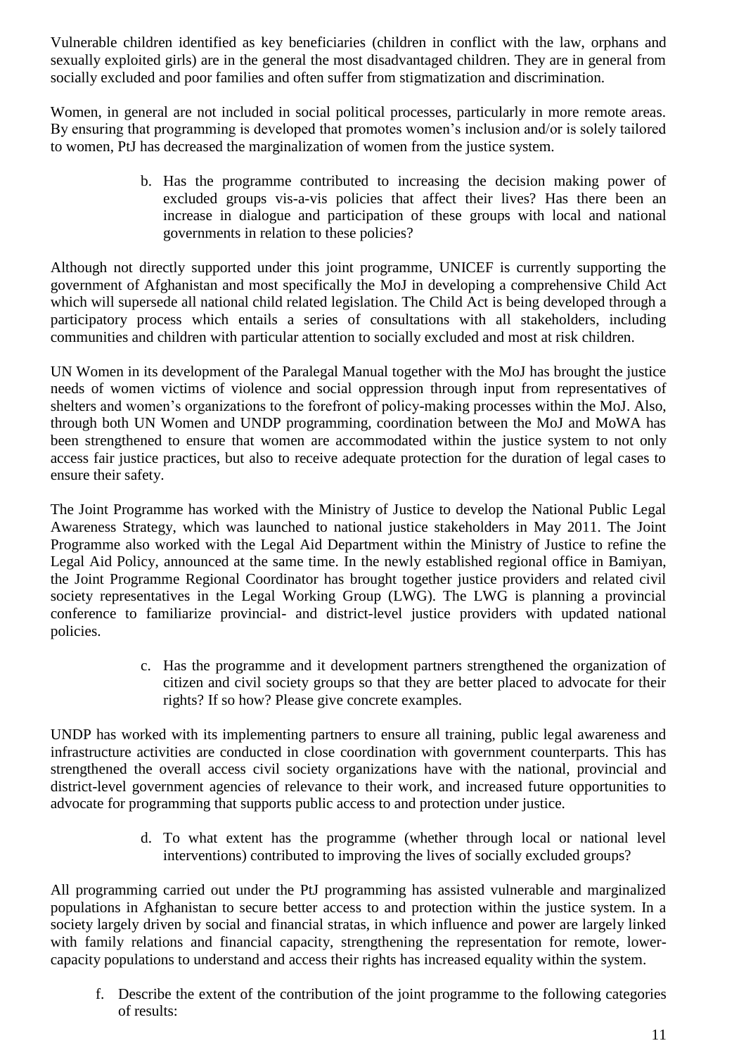Vulnerable children identified as key beneficiaries (children in conflict with the law, orphans and sexually exploited girls) are in the general the most disadvantaged children. They are in general from socially excluded and poor families and often suffer from stigmatization and discrimination.

Women, in general are not included in social political processes, particularly in more remote areas. By ensuring that programming is developed that promotes women's inclusion and/or is solely tailored to women, PtJ has decreased the marginalization of women from the justice system.

b. Has the programme contributed to increasing the decision making power of excluded groups vis-a-vis policies that affect their lives? Has there been an increase in dialogue and participation of these groups with local and national governments in relation to these policies?

Although not directly supported under this joint programme, UNICEF is currently supporting the government of Afghanistan and most specifically the MoJ in developing a comprehensive Child Act which will supersede all national child related legislation. The Child Act is being developed through a participatory process which entails a series of consultations with all stakeholders, including communities and children with particular attention to socially excluded and most at risk children.

UN Women in its development of the Paralegal Manual together with the MoJ has brought the justice needs of women victims of violence and social oppression through input from representatives of shelters and women's organizations to the forefront of policy-making processes within the MoJ. Also, through both UN Women and UNDP programming, coordination between the MoJ and MoWA has been strengthened to ensure that women are accommodated within the justice system to not only access fair justice practices, but also to receive adequate protection for the duration of legal cases to ensure their safety.

The Joint Programme has worked with the Ministry of Justice to develop the National Public Legal Awareness Strategy, which was launched to national justice stakeholders in May 2011. The Joint Programme also worked with the Legal Aid Department within the Ministry of Justice to refine the Legal Aid Policy, announced at the same time. In the newly established regional office in Bamiyan, the Joint Programme Regional Coordinator has brought together justice providers and related civil society representatives in the Legal Working Group (LWG). The LWG is planning a provincial conference to familiarize provincial- and district-level justice providers with updated national policies.

c. Has the programme and it development partners strengthened the organization of citizen and civil society groups so that they are better placed to advocate for their rights? If so how? Please give concrete examples.

UNDP has worked with its implementing partners to ensure all training, public legal awareness and infrastructure activities are conducted in close coordination with government counterparts. This has strengthened the overall access civil society organizations have with the national, provincial and district-level government agencies of relevance to their work, and increased future opportunities to advocate for programming that supports public access to and protection under justice.

d. To what extent has the programme (whether through local or national level interventions) contributed to improving the lives of socially excluded groups?

All programming carried out under the PtJ programming has assisted vulnerable and marginalized populations in Afghanistan to secure better access to and protection within the justice system. In a society largely driven by social and financial stratas, in which influence and power are largely linked with family relations and financial capacity, strengthening the representation for remote, lower-capacity populations to understand and access their rights has increased equality within the system.

f. Describe the extent of the contribution of the joint programme to the following categories of results: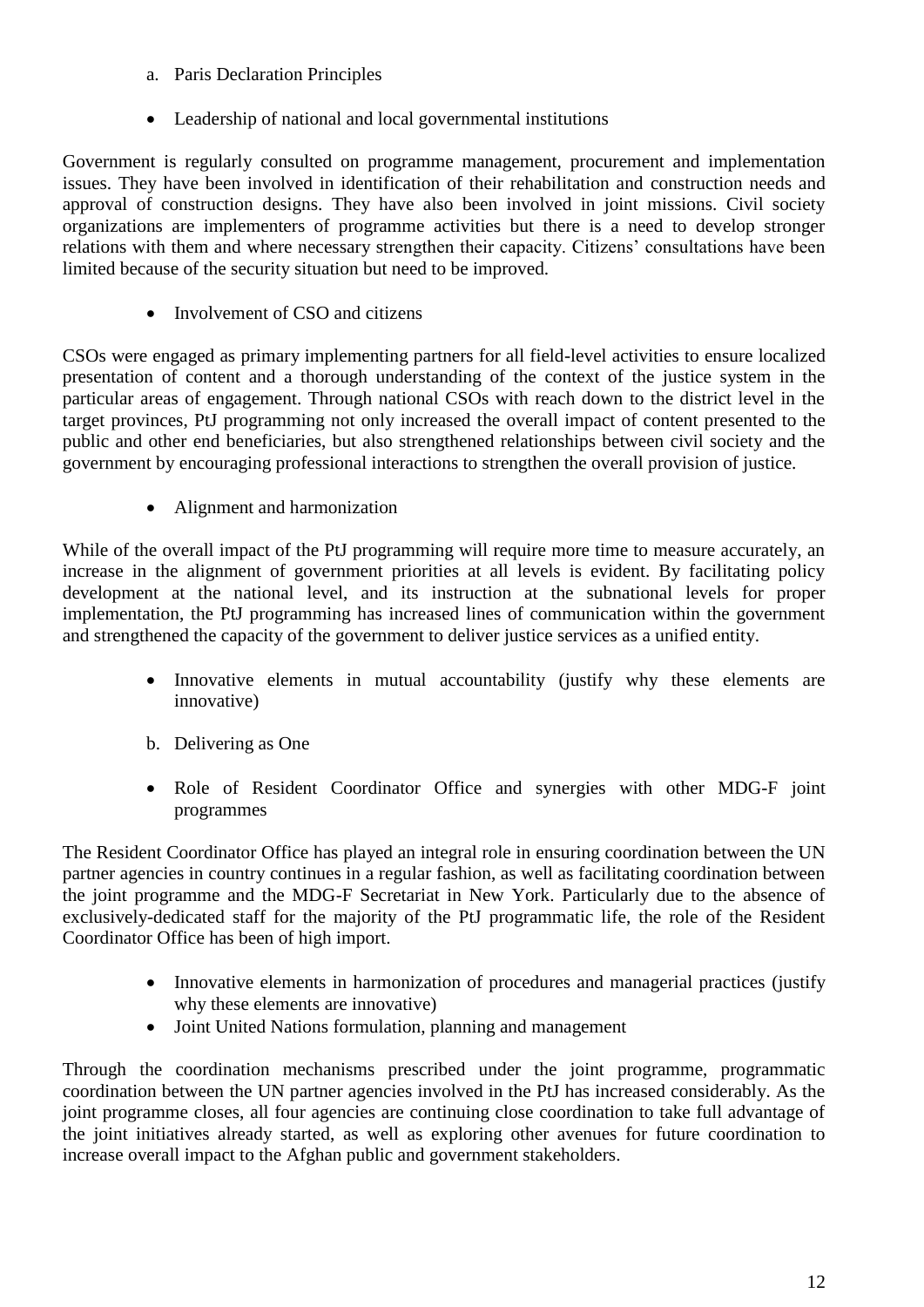a. Paris Declaration Principles

- Leadership of national and local governmental institutions

Government is regularly consulted on programme management, procurement and implementation issues. They have been involved in identification of their rehabilitation and construction needs and approval of construction designs. They have also been involved in joint missions. Civil society organizations are implementers of programme activities but there is a need to develop stronger relations with them and where necessary strengthen their capacity. Citizens' consultations have been limited because of the security situation but need to be improved.

- Involvement of CSO and citizens

CSOs were engaged as primary implementing partners for all field-level activities to ensure localized presentation of content and a thorough understanding of the context of the justice system in the particular areas of engagement. Through national CSOs with reach down to the district level in the target provinces, PtJ programming not only increased the overall impact of content presented to the public and other end beneficiaries, but also strengthened relationships between civil society and the government by encouraging professional interactions to strengthen the overall provision of justice.

- Alignment and harmonization

While of the overall impact of the PtJ programming will require more time to measure accurately, an increase in the alignment of government priorities at all levels is evident. By facilitating policy development at the national level, and its instruction at the subnational levels for proper implementation, the PtJ programming has increased lines of communication within the government and strengthened the capacity of the government to deliver justice services as a unified entity.

- Innovative elements in mutual accountability (justify why these elements are innovative)

b. Delivering as One

- Role of Resident Coordinator Office and synergies with other MDG-F joint programmes

The Resident Coordinator Office has played an integral role in ensuring coordination between the UN partner agencies in country continues in a regular fashion, as well as facilitating coordination between the joint programme and the MDG-F Secretariat in New York. Particularly due to the absence of exclusively-dedicated staff for the majority of the PtJ programmatic life, the role of the Resident Coordinator Office has been of high import.

- Innovative elements in harmonization of procedures and managerial practices (justify why these elements are innovative)
- Joint United Nations formulation, planning and management

Through the coordination mechanisms prescribed under the joint programme, programmatic coordination between the UN partner agencies involved in the PtJ has increased considerably. As the joint programme closes, all four agencies are continuing close coordination to take full advantage of the joint initiatives already started, as well as exploring other avenues for future coordination to increase overall impact to the Afghan public and government stakeholders.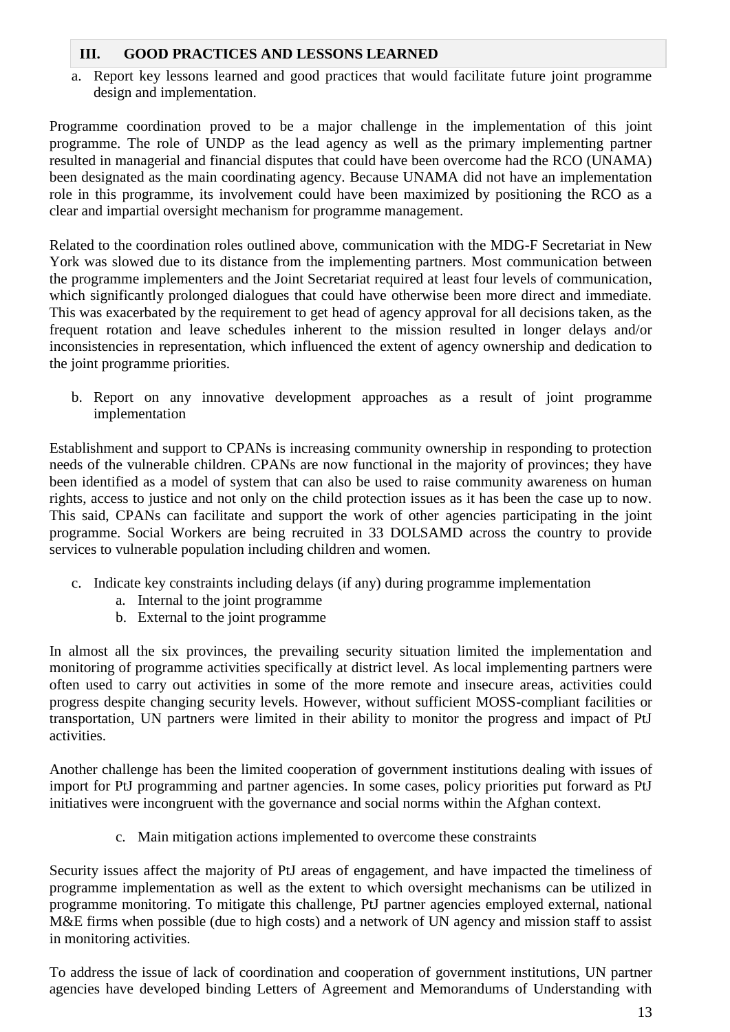## III. GOOD PRACTICES AND LESSONS LEARNED

a. Report key lessons learned and good practices that would facilitate future joint programme design and implementation.

Programme coordination proved to be a major challenge in the implementation of this joint programme. The role of UNDP as the lead agency as well as the primary implementing partner resulted in managerial and financial disputes that could have been overcome had the RCO (UNAMA) been designated as the main coordinating agency. Because UNAMA did not have an implementation role in this programme, its involvement could have been maximized by positioning the RCO as a clear and impartial oversight mechanism for programme management.

Related to the coordination roles outlined above, communication with the MDG-F Secretariat in New York was slowed due to its distance from the implementing partners. Most communication between the programme implementers and the Joint Secretariat required at least four levels of communication, which significantly prolonged dialogues that could have otherwise been more direct and immediate. This was exacerbated by the requirement to get head of agency approval for all decisions taken, as the frequent rotation and leave schedules inherent to the mission resulted in longer delays and/or inconsistencies in representation, which influenced the extent of agency ownership and dedication to the joint programme priorities.

b. Report on any innovative development approaches as a result of joint programme implementation

Establishment and support to CPANs is increasing community ownership in responding to protection needs of the vulnerable children. CPANs are now functional in the majority of provinces; they have been identified as a model of system that can also be used to raise community awareness on human rights, access to justice and not only on the child protection issues as it has been the case up to now. This said, CPANs can facilitate and support the work of other agencies participating in the joint programme. Social Workers are being recruited in 33 DOLSAMD across the country to provide services to vulnerable population including children and women.

c. Indicate key constraints including delays (if any) during programme implementation
   a. Internal to the joint programme
   b. External to the joint programme

In almost all the six provinces, the prevailing security situation limited the implementation and monitoring of programme activities specifically at district level. As local implementing partners were often used to carry out activities in some of the more remote and insecure areas, activities could progress despite changing security levels. However, without sufficient MOSS-compliant facilities or transportation, UN partners were limited in their ability to monitor the progress and impact of PtJ activities.

Another challenge has been the limited cooperation of government institutions dealing with issues of import for PtJ programming and partner agencies. In some cases, policy priorities put forward as PtJ initiatives were incongruent with the governance and social norms within the Afghan context.

   c. Main mitigation actions implemented to overcome these constraints

Security issues affect the majority of PtJ areas of engagement, and have impacted the timeliness of programme implementation as well as the extent to which oversight mechanisms can be utilized in programme monitoring. To mitigate this challenge, PtJ partner agencies employed external, national M&E firms when possible (due to high costs) and a network of UN agency and mission staff to assist in monitoring activities.

To address the issue of lack of coordination and cooperation of government institutions, UN partner agencies have developed binding Letters of Agreement and Memorandums of Understanding with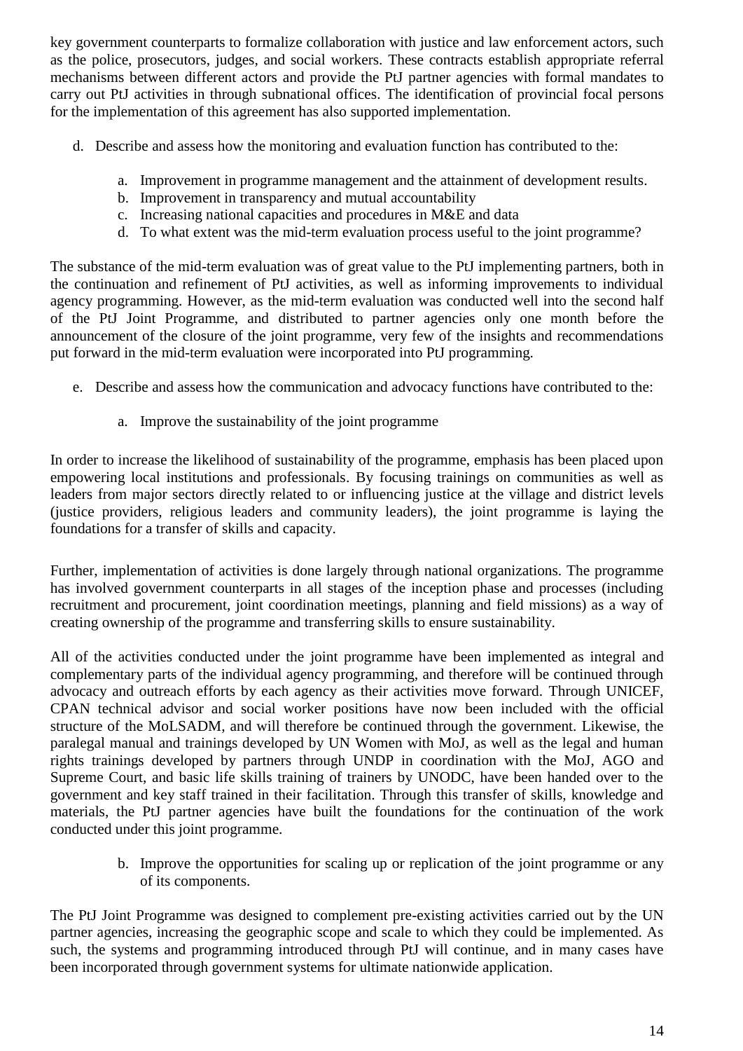key government counterparts to formalize collaboration with justice and law enforcement actors, such as the police, prosecutors, judges, and social workers. These contracts establish appropriate referral mechanisms between different actors and provide the PtJ partner agencies with formal mandates to carry out PtJ activities in through subnational offices. The identification of provincial focal persons for the implementation of this agreement has also supported implementation.

d. Describe and assess how the monitoring and evaluation function has contributed to the:

   a. Improvement in programme management and the attainment of development results.
   b. Improvement in transparency and mutual accountability
   c. Increasing national capacities and procedures in M&E and data
   d. To what extent was the mid-term evaluation process useful to the joint programme?

The substance of the mid-term evaluation was of great value to the PtJ implementing partners, both in the continuation and refinement of PtJ activities, as well as informing improvements to individual agency programming. However, as the mid-term evaluation was conducted well into the second half of the PtJ Joint Programme, and distributed to partner agencies only one month before the announcement of the closure of the joint programme, very few of the insights and recommendations put forward in the mid-term evaluation were incorporated into PtJ programming.

e. Describe and assess how the communication and advocacy functions have contributed to the:

   a. Improve the sustainability of the joint programme

In order to increase the likelihood of sustainability of the programme, emphasis has been placed upon empowering local institutions and professionals. By focusing trainings on communities as well as leaders from major sectors directly related to or influencing justice at the village and district levels (justice providers, religious leaders and community leaders), the joint programme is laying the foundations for a transfer of skills and capacity.

Further, implementation of activities is done largely through national organizations. The programme has involved government counterparts in all stages of the inception phase and processes (including recruitment and procurement, joint coordination meetings, planning and field missions) as a way of creating ownership of the programme and transferring skills to ensure sustainability.

All of the activities conducted under the joint programme have been implemented as integral and complementary parts of the individual agency programming, and therefore will be continued through advocacy and outreach efforts by each agency as their activities move forward. Through UNICEF, CPAN technical advisor and social worker positions have now been included with the official structure of the MoLSADM, and will therefore be continued through the government. Likewise, the paralegal manual and trainings developed by UN Women with MoJ, as well as the legal and human rights trainings developed by partners through UNDP in coordination with the MoJ, AGO and Supreme Court, and basic life skills training of trainers by UNODC, have been handed over to the government and key staff trained in their facilitation. Through this transfer of skills, knowledge and materials, the PtJ partner agencies have built the foundations for the continuation of the work conducted under this joint programme.

   b. Improve the opportunities for scaling up or replication of the joint programme or any of its components.

The PtJ Joint Programme was designed to complement pre-existing activities carried out by the UN partner agencies, increasing the geographic scope and scale to which they could be implemented. As such, the systems and programming introduced through PtJ will continue, and in many cases have been incorporated through government systems for ultimate nationwide application.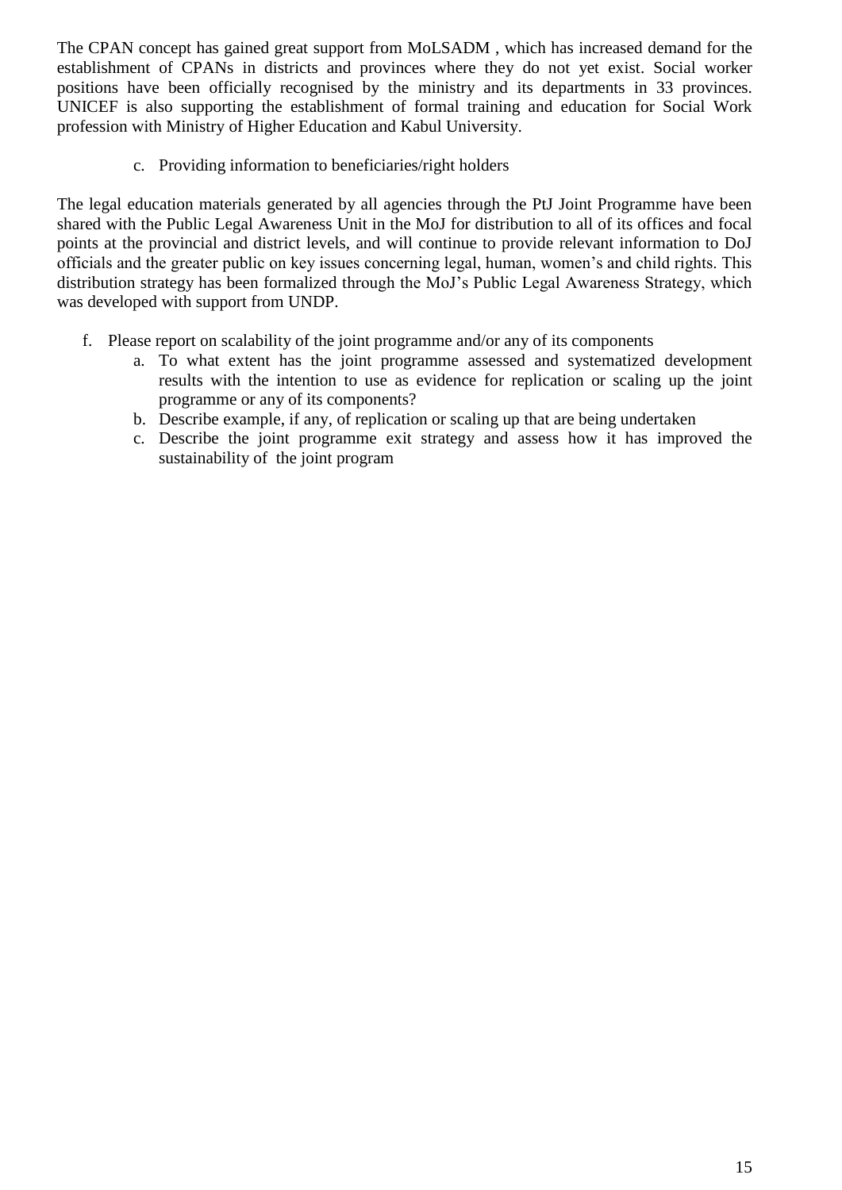The CPAN concept has gained great support from MoLSADM , which has increased demand for the establishment of CPANs in districts and provinces where they do not yet exist. Social worker positions have been officially recognised by the ministry and its departments in 33 provinces. UNICEF is also supporting the establishment of formal training and education for Social Work profession with Ministry of Higher Education and Kabul University.

c. Providing information to beneficiaries/right holders

The legal education materials generated by all agencies through the PtJ Joint Programme have been shared with the Public Legal Awareness Unit in the MoJ for distribution to all of its offices and focal points at the provincial and district levels, and will continue to provide relevant information to DoJ officials and the greater public on key issues concerning legal, human, women's and child rights. This distribution strategy has been formalized through the MoJ's Public Legal Awareness Strategy, which was developed with support from UNDP.

f. Please report on scalability of the joint programme and/or any of its components
   a. To what extent has the joint programme assessed and systematized development results with the intention to use as evidence for replication or scaling up the joint programme or any of its components?
   b. Describe example, if any, of replication or scaling up that are being undertaken
   c. Describe the joint programme exit strategy and assess how it has improved the sustainability of the joint program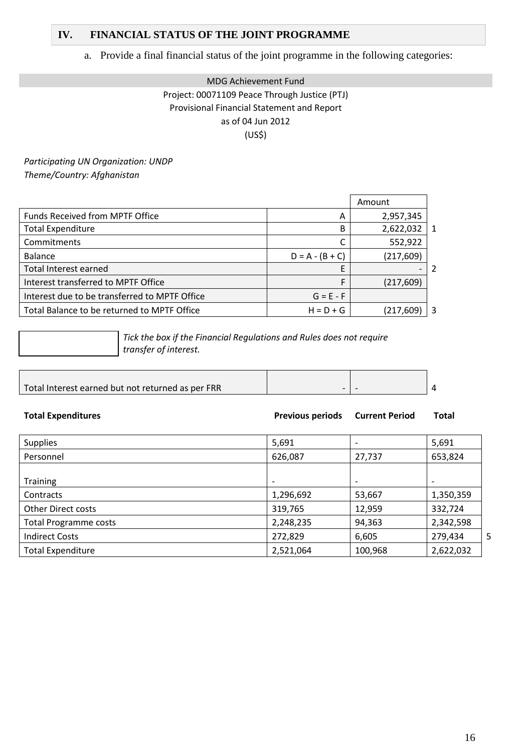## IV. FINANCIAL STATUS OF THE JOINT PROGRAMME

a. Provide a final financial status of the joint programme in the following categories:

MDG Achievement Fund
Project: 00071109 Peace Through Justice (PTJ)
Provisional Financial Statement and Report
as of 04 Jun 2012
(US$)

*Participating UN Organization: UNDP*
*Theme/Country: Afghanistan*

| | | Amount | |
|---|---|---|---|
| Funds Received from MPTF Office | A | 2,957,345 | |
| Total Expenditure | B | 2,622,032 | 1 |
| Commitments | C | 552,922 | |
| Balance | D = A - (B + C) | (217,609) | |
| Total Interest earned | E | - | 2 |
| Interest transferred to MPTF Office | F | (217,609) | |
| Interest due to be transferred to MPTF Office | G = E - F | | |
| Total Balance to be returned to MPTF Office | H = D + G | (217,609) | 3 |

*Tick the box if the Financial Regulations and Rules does not require transfer of interest.*

| | | | |
|---|---|---|---|
| Total Interest earned but not returned as per FRR | - | - | 4 |

| Total Expenditures | Previous periods | Current Period | Total | |
|---|---|---|---|---|
| Supplies | 5,691 | - | 5,691 | |
| Personnel | 626,087 | 27,737 | 653,824 | |
| Training | - | - | - | |
| Contracts | 1,296,692 | 53,667 | 1,350,359 | |
| Other Direct costs | 319,765 | 12,959 | 332,724 | |
| Total Programme costs | 2,248,235 | 94,363 | 2,342,598 | |
| Indirect Costs | 272,829 | 6,605 | 279,434 | 5 |
| Total Expenditure | 2,521,064 | 100,968 | 2,622,032 | |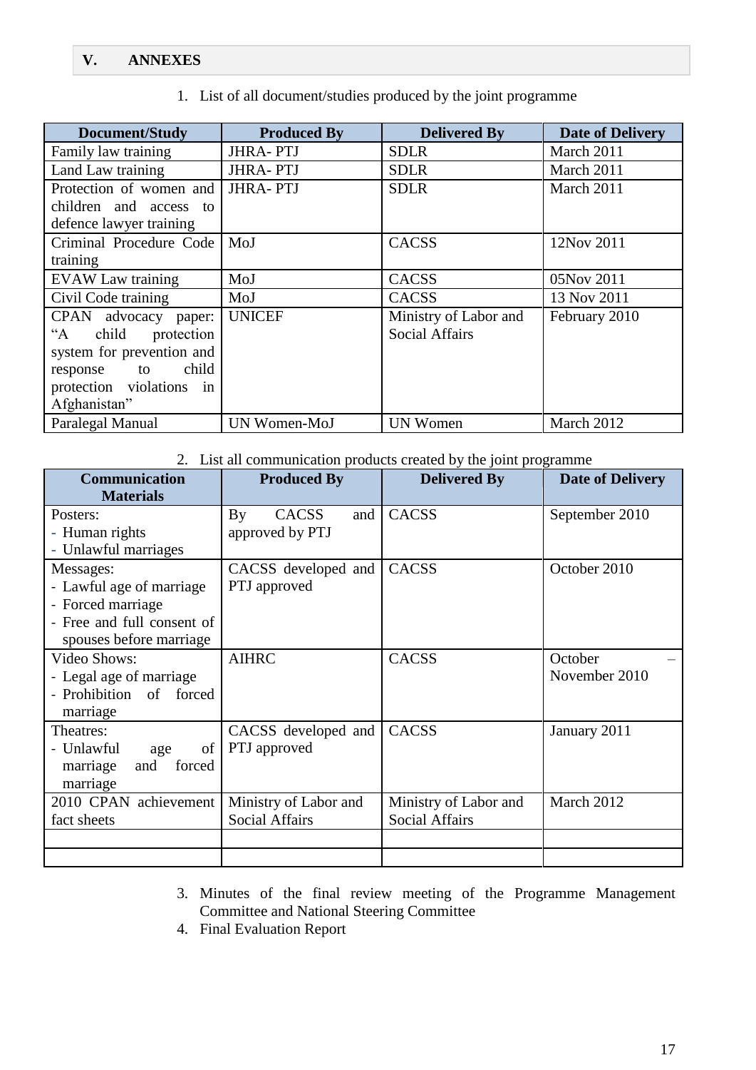## V. ANNEXES

1. List of all document/studies produced by the joint programme

| Document/Study | Produced By | Delivered By | Date of Delivery |
|---|---|---|---|
| Family law training | JHRA- PTJ | SDLR | March 2011 |
| Land Law training | JHRA- PTJ | SDLR | March 2011 |
| Protection of women and children and access to defence lawyer training | JHRA- PTJ | SDLR | March 2011 |
| Criminal Procedure Code training | MoJ | CACSS | 12Nov 2011 |
| EVAW Law training | MoJ | CACSS | 05Nov 2011 |
| Civil Code training | MoJ | CACSS | 13 Nov 2011 |
| CPAN advocacy paper: "A child protection system for prevention and response to child protection violations in Afghanistan" | UNICEF | Ministry of Labor and Social Affairs | February 2010 |
| Paralegal Manual | UN Women-MoJ | UN Women | March 2012 |

2. List all communication products created by the joint programme

| Communication Materials | Produced By | Delivered By | Date of Delivery |
|---|---|---|---|
| Posters:<br>- Human rights<br>- Unlawful marriages | By CACSS and approved by PTJ | CACSS | September 2010 |
| Messages:<br>- Lawful age of marriage<br>- Forced marriage<br>- Free and full consent of spouses before marriage | CACSS developed and PTJ approved | CACSS | October 2010 |
| Video Shows:<br>- Legal age of marriage<br>- Prohibition of forced marriage | AIHRC | CACSS | October – November 2010 |
| Theatres:<br>- Unlawful age of marriage and forced marriage | CACSS developed and PTJ approved | CACSS | January 2011 |
| 2010 CPAN achievement fact sheets | Ministry of Labor and Social Affairs | Ministry of Labor and Social Affairs | March 2012 |
| | | | |
| | | | |

3. Minutes of the final review meeting of the Programme Management Committee and National Steering Committee
4. Final Evaluation Report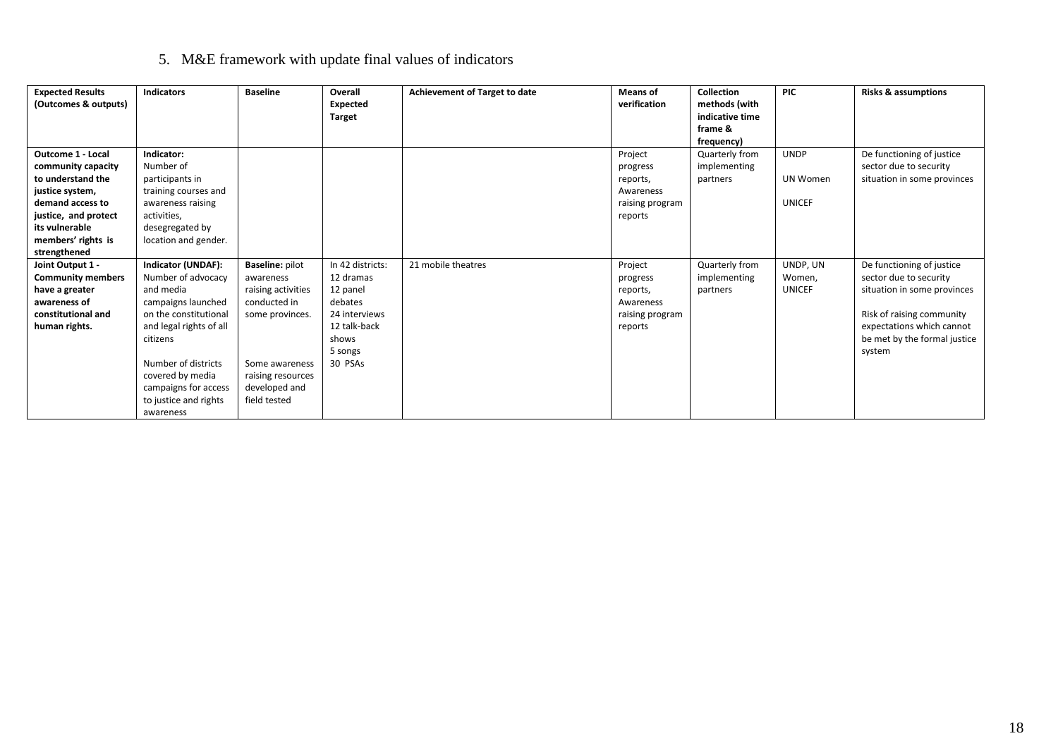## 5. M&E framework with update final values of indicators

| Expected Results (Outcomes & outputs) | Indicators | Baseline | Overall Expected Target | Achievement of Target to date | Means of verification | Collection methods (with indicative time frame & frequency) | PIC | Risks & assumptions |
|---|---|---|---|---|---|---|---|---|
| **Outcome 1 - Local community capacity to understand the justice system, demand access to justice, and protect its vulnerable members' rights is strengthened** | **Indicator:** Number of participants in training courses and awareness raising activities, desegregated by location and gender. | | | | Project progress reports, Awareness raising program reports | Quarterly from implementing partners | UNDP<br>UN Women<br>UNICEF | De functioning of justice sector due to security situation in some provinces |
| **Joint Output 1 - Community members have a greater awareness of constitutional and human rights.** | **Indicator (UNDAF):** Number of advocacy and media campaigns launched on the constitutional and legal rights of all citizens<br><br>Number of districts covered by media campaigns for access to justice and rights awareness | **Baseline:** pilot awareness raising activities conducted in some provinces.<br><br>Some awareness raising resources developed and field tested | In 42 districts:<br>12 dramas<br>12 panel debates<br>24 interviews<br>12 talk-back shows<br>5 songs<br>30 PSAs | 21 mobile theatres | Project progress reports, Awareness raising program reports | Quarterly from implementing partners | UNDP, UN Women, UNICEF | De functioning of justice sector due to security situation in some provinces<br><br>Risk of raising community expectations which cannot be met by the formal justice system |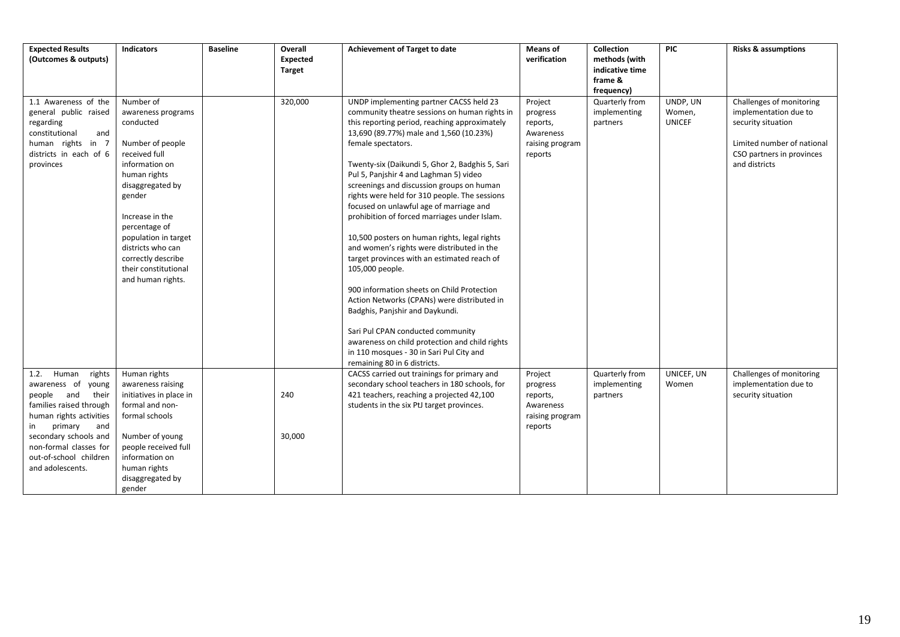| Expected Results (Outcomes & outputs) | Indicators | Baseline | Overall Expected Target | Achievement of Target to date | Means of verification | Collection methods (with indicative time frame & frequency) | PIC | Risks & assumptions |
|---|---|---|---|---|---|---|---|---|
| 1.1 Awareness of the general public raised regarding constitutional and human rights in 7 districts in each of 6 provinces | Number of awareness programs conducted<br><br>Number of people received full information on human rights disaggregated by gender<br><br>Increase in the percentage of population in target districts who can correctly describe their constitutional and human rights. | | 320,000 | UNDP implementing partner CACSS held 23 community theatre sessions on human rights in this reporting period, reaching approximately 13,690 (89.77%) male and 1,560 (10.23%) female spectators.<br><br>Twenty-six (Daikundi 5, Ghor 2, Badghis 5, Sari Pul 5, Panjshir 4 and Laghman 5) video screenings and discussion groups on human rights were held for 310 people. The sessions focused on unlawful age of marriage and prohibition of forced marriages under Islam.<br><br>10,500 posters on human rights, legal rights and women's rights were distributed in the target provinces with an estimated reach of 105,000 people.<br><br>900 information sheets on Child Protection Action Networks (CPANs) were distributed in Badghis, Panjshir and Daykundi.<br><br>Sari Pul CPAN conducted community awareness on child protection and child rights in 110 mosques - 30 in Sari Pul City and remaining 80 in 6 districts. | Project progress reports, Awareness raising program reports | Quarterly from implementing partners | UNDP, UN Women, UNICEF | Challenges of monitoring implementation due to security situation<br><br>Limited number of national CSO partners in provinces and districts |
| 1.2. Human rights awareness of young people and their families raised through human rights activities in primary and secondary schools and non-formal classes for out-of-school children and adolescents. | Human rights awareness raising initiatives in place in formal and non-formal schools<br><br>Number of young people received full information on human rights disaggregated by gender | | 240<br><br>30,000 | CACSS carried out trainings for primary and secondary school teachers in 180 schools, for 421 teachers, reaching a projected 42,100 students in the six PtJ target provinces. | Project progress reports, Awareness raising program reports | Quarterly from implementing partners | UNICEF, UN Women | Challenges of monitoring implementation due to security situation |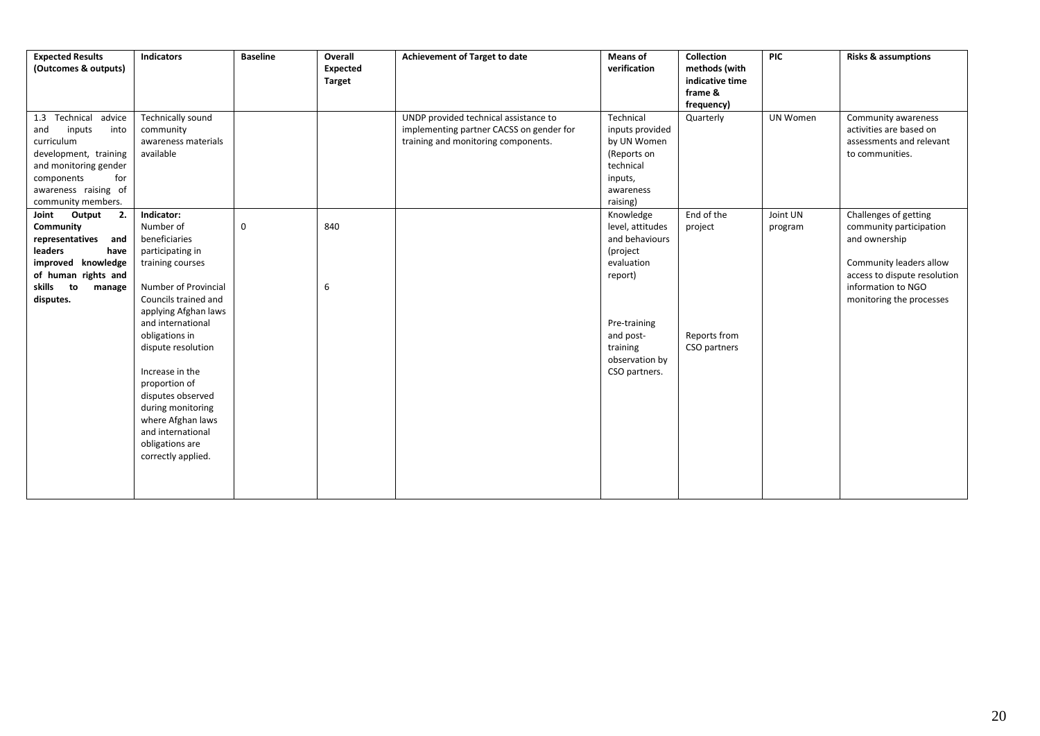| Expected Results (Outcomes & outputs) | Indicators | Baseline | Overall Expected Target | Achievement of Target to date | Means of verification | Collection methods (with indicative time frame & frequency) | PIC | Risks & assumptions |
|---|---|---|---|---|---|---|---|---|
| 1.3 Technical advice and inputs into curriculum development, training and monitoring gender components for awareness raising of community members. | Technically sound community awareness materials available | | | UNDP provided technical assistance to implementing partner CACSS on gender for training and monitoring components. | Technical inputs provided by UN Women (Reports on technical inputs, awareness raising) | Quarterly | UN Women | Community awareness activities are based on assessments and relevant to communities. |
| **Joint Output 2. Community representatives and leaders have improved knowledge of human rights and skills to manage disputes.** | **Indicator:**<br>Number of beneficiaries participating in training courses<br><br>Number of Provincial Councils trained and applying Afghan laws and international obligations in dispute resolution<br><br>Increase in the proportion of disputes observed during monitoring where Afghan laws and international obligations are correctly applied. | 0 | 840<br><br>6 | | Knowledge level, attitudes and behaviours (project evaluation report)<br><br>Pre-training and post-training observation by CSO partners. | End of the project<br><br>Reports from CSO partners | Joint UN program | Challenges of getting community participation and ownership<br><br>Community leaders allow access to dispute resolution information to NGO monitoring the processes |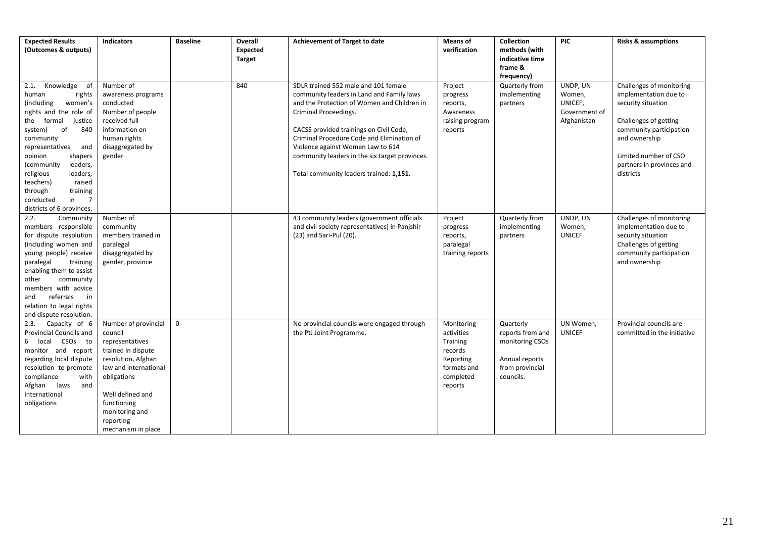| Expected Results (Outcomes & outputs) | Indicators | Baseline | Overall Expected Target | Achievement of Target to date | Means of verification | Collection methods (with indicative time frame & frequency) | PIC | Risks & assumptions |
|---|---|---|---|---|---|---|---|---|
| 2.1. Knowledge of human rights (including women's rights and the role of the formal justice system) of 840 community representatives and opinion shapers (community leaders, religious leaders, teachers) raised through training conducted in 7 districts of 6 provinces. | Number of awareness programs conducted<br>Number of people received full information on human rights disaggregated by gender | | 840 | SDLR trained 552 male and 101 female community leaders in Land and Family laws and the Protection of Women and Children in Criminal Proceedings.<br><br>CACSS provided trainings on Civil Code, Criminal Procedure Code and Elimination of Violence against Women Law to 614 community leaders in the six target provinces.<br><br>Total community leaders trained: **1,151.** | Project progress reports, Awareness raising program reports | Quarterly from implementing partners | UNDP, UN Women, UNICEF, Government of Afghanistan | Challenges of monitoring implementation due to security situation<br><br>Challenges of getting community participation and ownership<br><br>Limited number of CSO partners in provinces and districts |
| 2.2. Community members responsible for dispute resolution (including women and young people) receive paralegal training enabling them to assist other community members with advice and referrals in relation to legal rights and dispute resolution. | Number of community members trained in paralegal disaggregated by gender, province | | | 43 community leaders (government officials and civil society representatives) in Panjshir (23) and Sari-Pul (20). | Project progress reports, paralegal training reports | Quarterly from implementing partners | UNDP, UN Women, UNICEF | Challenges of monitoring implementation due to security situation<br>Challenges of getting community participation and ownership |
| 2.3. Capacity of 6 Provincial Councils and 6 local CSOs to monitor and report regarding local dispute resolution to promote compliance with Afghan laws and international obligations | Number of provincial council representatives trained in dispute resolution, Afghan law and international obligations<br><br>Well defined and functioning monitoring and reporting mechanism in place | 0 | | No provincial councils were engaged through the PtJ Joint Programme. | Monitoring activities Training records Reporting formats and completed reports | Quarterly reports from and monitoring CSOs<br><br>Annual reports from provincial councils. | UN Women, UNICEF | Provincial councils are committed in the initiative |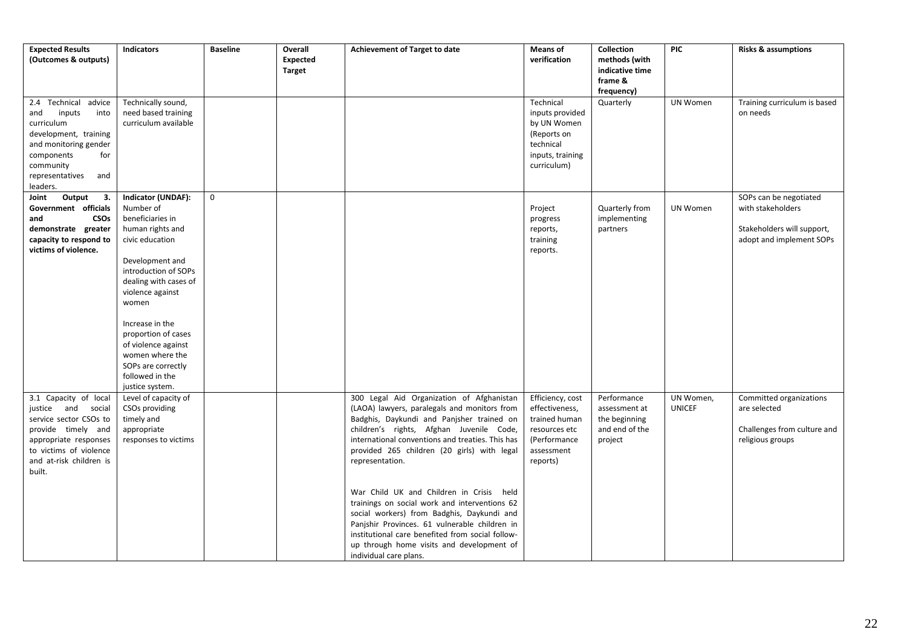| Expected Results (Outcomes & outputs) | Indicators | Baseline | Overall Expected Target | Achievement of Target to date | Means of verification | Collection methods (with indicative time frame & frequency) | PIC | Risks & assumptions |
|---|---|---|---|---|---|---|---|---|
| 2.4 Technical advice and inputs into curriculum development, training and monitoring gender components for community representatives and leaders. | Technically sound, need based training curriculum available | | | | Technical inputs provided by UN Women (Reports on technical inputs, training curriculum) | Quarterly | UN Women | Training curriculum is based on needs |
| **Joint Output 3. Government officials and CSOs demonstrate greater capacity to respond to victims of violence.** | **Indicator (UNDAF):** Number of beneficiaries in human rights and civic education<br><br>Development and introduction of SOPs dealing with cases of violence against women<br><br>Increase in the proportion of cases of violence against women where the SOPs are correctly followed in the justice system. | 0 | | | Project progress reports, training reports. | Quarterly from implementing partners | UN Women | SOPs can be negotiated with stakeholders<br><br>Stakeholders will support, adopt and implement SOPs |
| 3.1 Capacity of local justice and social service sector CSOs to provide timely and appropriate responses to victims of violence and at-risk children is built. | Level of capacity of CSOs providing timely and appropriate responses to victims | | | 300 Legal Aid Organization of Afghanistan (LAOA) lawyers, paralegals and monitors from Badghis, Daykundi and Panjsher trained on children's rights, Afghan Juvenile Code, international conventions and treaties. This has provided 265 children (20 girls) with legal representation.<br><br>War Child UK and Children in Crisis held trainings on social work and interventions 62 social workers) from Badghis, Daykundi and Panjshir Provinces. 61 vulnerable children in institutional care benefited from social follow-up through home visits and development of individual care plans. | Efficiency, cost effectiveness, trained human resources etc (Performance assessment reports) | Performance assessment at the beginning and end of the project | UN Women, UNICEF | Committed organizations are selected<br><br>Challenges from culture and religious groups |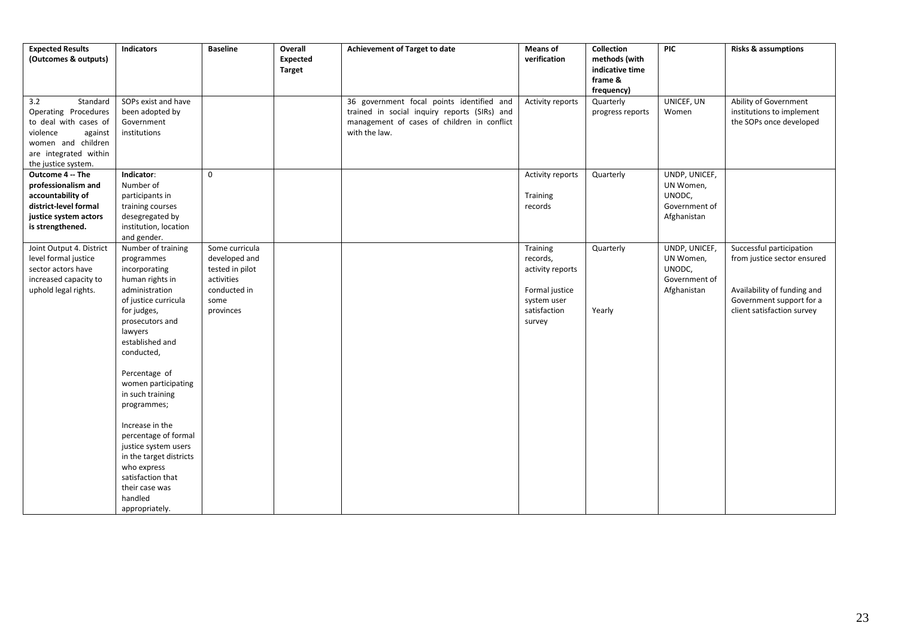| Expected Results (Outcomes & outputs) | Indicators | Baseline | Overall Expected Target | Achievement of Target to date | Means of verification | Collection methods (with indicative time frame & frequency) | PIC | Risks & assumptions |
|---|---|---|---|---|---|---|---|---|
| 3.2 Standard Operating Procedures to deal with cases of violence against women and children are integrated within the justice system. | SOPs exist and have been adopted by Government institutions | | | 36 government focal points identified and trained in social inquiry reports (SIRs) and management of cases of children in conflict with the law. | Activity reports | Quarterly progress reports | UNICEF, UN Women | Ability of Government institutions to implement the SOPs once developed |
| **Outcome 4 -- The professionalism and accountability of district-level formal justice system actors is strengthened.** | **Indicator**: Number of participants in training courses desegregated by institution, location and gender. | 0 | | | Activity reports<br><br>Training records | Quarterly | UNDP, UNICEF, UN Women, UNODC, Government of Afghanistan | |
| Joint Output 4. District level formal justice sector actors have increased capacity to uphold legal rights. | Number of training programmes incorporating human rights in administration of justice curricula for judges, prosecutors and lawyers established and conducted,<br><br>Percentage of women participating in such training programmes;<br><br>Increase in the percentage of formal justice system users in the target districts who express satisfaction that their case was handled appropriately. | Some curricula developed and tested in pilot activities conducted in some provinces | | | Training records, activity reports<br><br>Formal justice system user satisfaction survey | Quarterly<br><br>Yearly | UNDP, UNICEF, UN Women, UNODC, Government of Afghanistan | Successful participation from justice sector ensured<br><br>Availability of funding and Government support for a client satisfaction survey |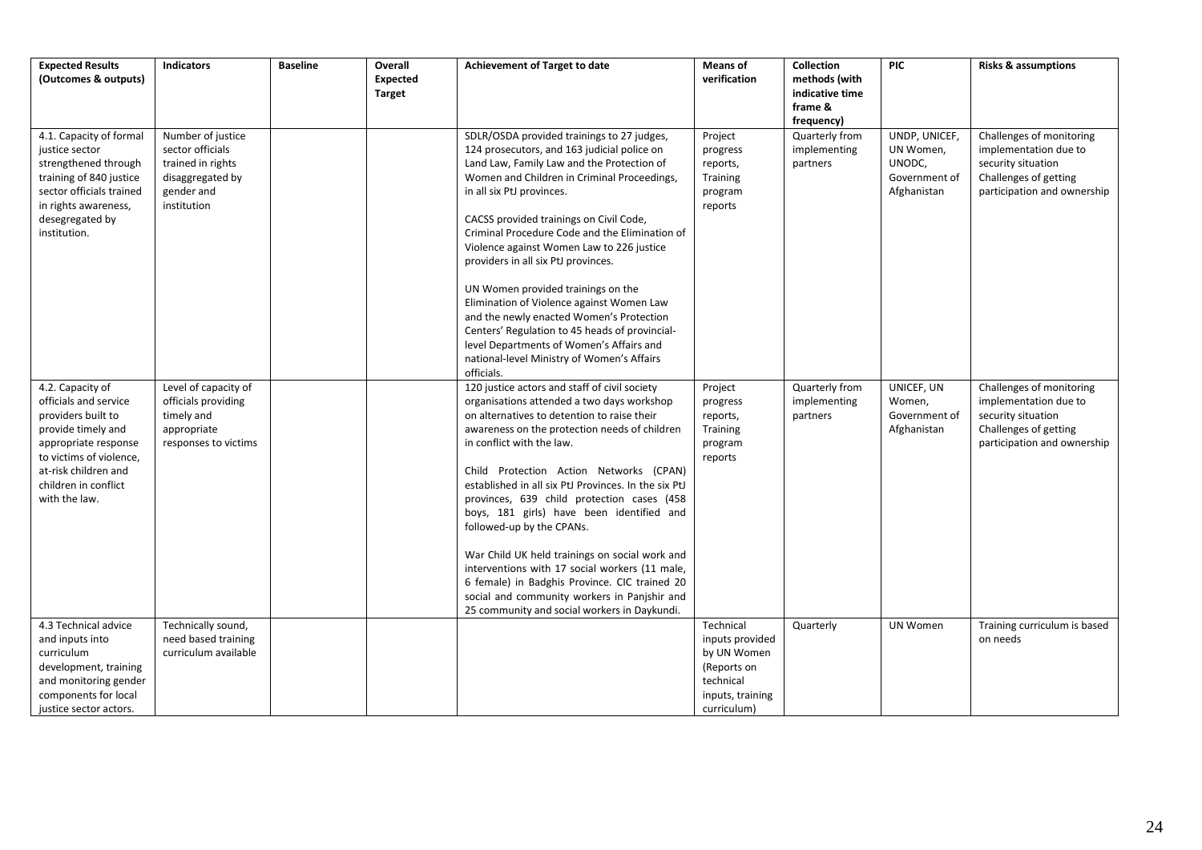| Expected Results (Outcomes & outputs) | Indicators | Baseline | Overall Expected Target | Achievement of Target to date | Means of verification | Collection methods (with indicative time frame & frequency) | PIC | Risks & assumptions |
|---|---|---|---|---|---|---|---|---|
| 4.1. Capacity of formal justice sector strengthened through training of 840 justice sector officials trained in rights awareness, desegregated by institution. | Number of justice sector officials trained in rights disaggregated by gender and institution | | | SDLR/OSDA provided trainings to 27 judges, 124 prosecutors, and 163 judicial police on Land Law, Family Law and the Protection of Women and Children in Criminal Proceedings, in all six PtJ provinces.<br><br>CACSS provided trainings on Civil Code, Criminal Procedure Code and the Elimination of Violence against Women Law to 226 justice providers in all six PtJ provinces.<br><br>UN Women provided trainings on the Elimination of Violence against Women Law and the newly enacted Women's Protection Centers' Regulation to 45 heads of provincial-level Departments of Women's Affairs and national-level Ministry of Women's Affairs officials. | Project progress reports, Training program reports | Quarterly from implementing partners | UNDP, UNICEF, UN Women, UNODC, Government of Afghanistan | Challenges of monitoring implementation due to security situation<br>Challenges of getting participation and ownership |
| 4.2. Capacity of officials and service providers built to provide timely and appropriate response to victims of violence, at-risk children and children in conflict with the law. | Level of capacity of officials providing timely and appropriate responses to victims | | | 120 justice actors and staff of civil society organisations attended a two days workshop on alternatives to detention to raise their awareness on the protection needs of children in conflict with the law.<br><br>Child Protection Action Networks (CPAN) established in all six PtJ Provinces. In the six PtJ provinces, 639 child protection cases (458 boys, 181 girls) have been identified and followed-up by the CPANs.<br><br>War Child UK held trainings on social work and interventions with 17 social workers (11 male, 6 female) in Badghis Province. CIC trained 20 social and community workers in Panjshir and 25 community and social workers in Daykundi. | Project progress reports, Training program reports | Quarterly from implementing partners | UNICEF, UN Women, Government of Afghanistan | Challenges of monitoring implementation due to security situation<br>Challenges of getting participation and ownership |
| 4.3 Technical advice and inputs into curriculum development, training and monitoring gender components for local justice sector actors. | Technically sound, need based training curriculum available | | | | Technical inputs provided by UN Women (Reports on technical inputs, training curriculum) | Quarterly | UN Women | Training curriculum is based on needs |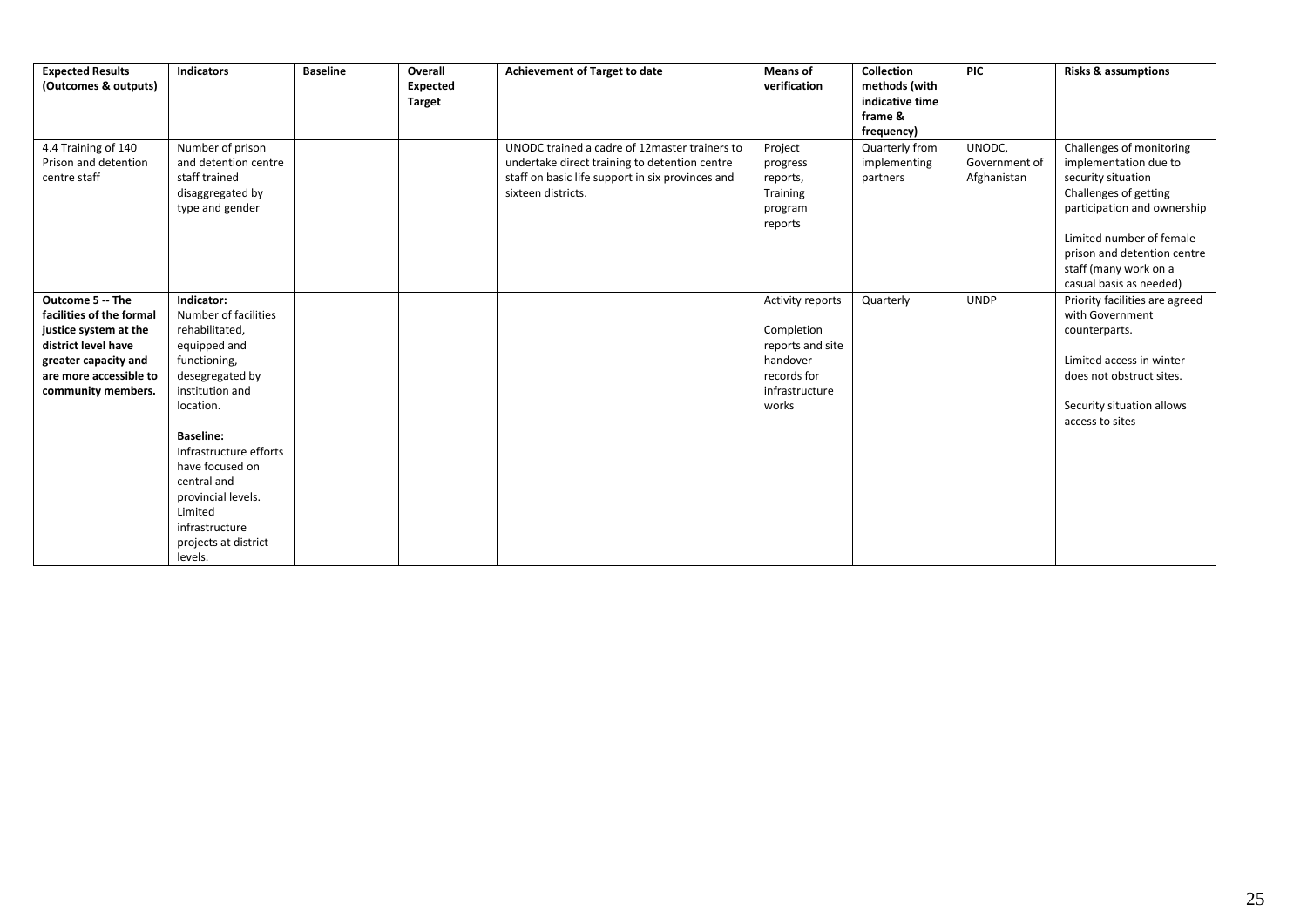| Expected Results (Outcomes & outputs) | Indicators | Baseline | Overall Expected Target | Achievement of Target to date | Means of verification | Collection methods (with indicative time frame & frequency) | PIC | Risks & assumptions |
|---|---|---|---|---|---|---|---|---|
| 4.4 Training of 140 Prison and detention centre staff | Number of prison and detention centre staff trained disaggregated by type and gender | | | UNODC trained a cadre of 12master trainers to undertake direct training to detention centre staff on basic life support in six provinces and sixteen districts. | Project progress reports, Training program reports | Quarterly from implementing partners | UNODC, Government of Afghanistan | Challenges of monitoring implementation due to security situation<br>Challenges of getting participation and ownership<br><br>Limited number of female prison and detention centre staff (many work on a casual basis as needed) |
| **Outcome 5 -- The facilities of the formal justice system at the district level have greater capacity and are more accessible to community members.** | **Indicator:**<br>Number of facilities rehabilitated, equipped and functioning, desegregated by institution and location.<br><br>**Baseline:**<br>Infrastructure efforts have focused on central and provincial levels. Limited infrastructure projects at district levels. | | | | Activity reports<br><br>Completion reports and site handover records for infrastructure works | Quarterly | UNDP | Priority facilities are agreed with Government counterparts.<br><br>Limited access in winter does not obstruct sites.<br><br>Security situation allows access to sites |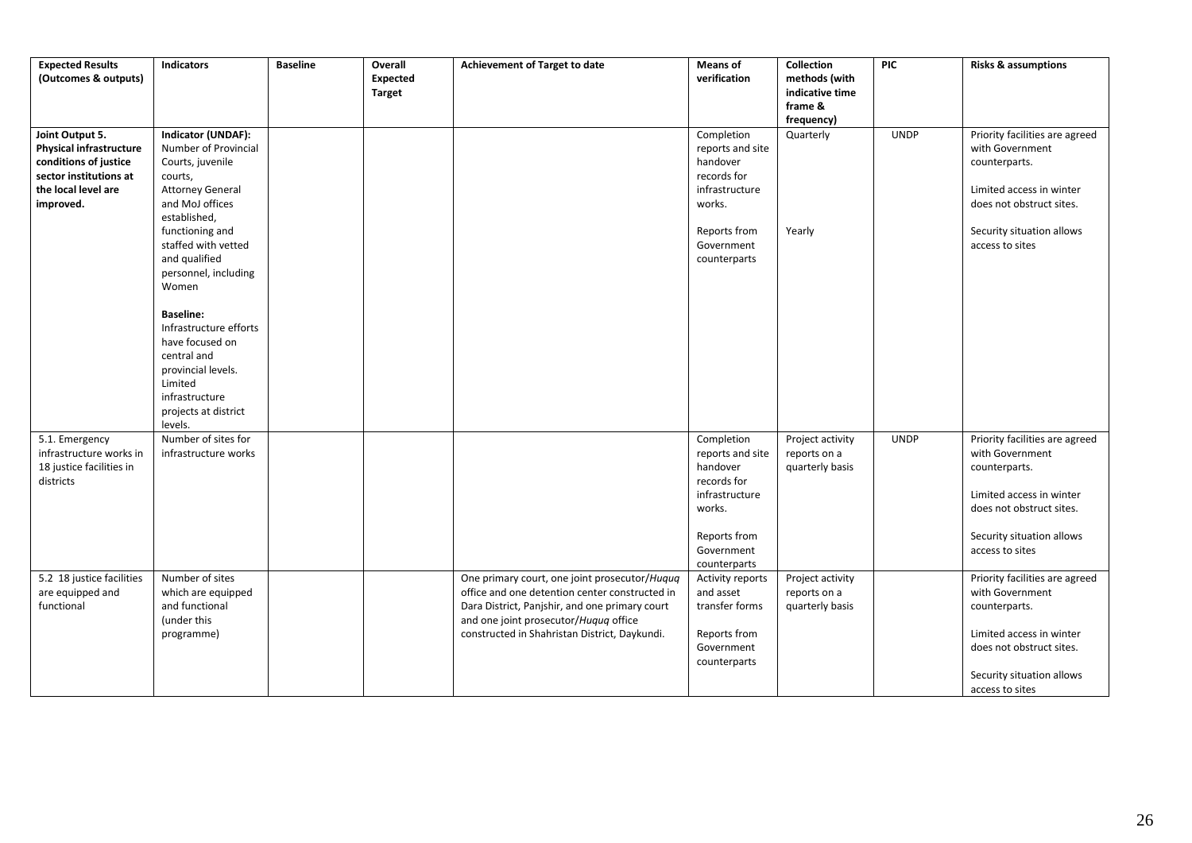| Expected Results (Outcomes & outputs) | Indicators | Baseline | Overall Expected Target | Achievement of Target to date | Means of verification | Collection methods (with indicative time frame & frequency) | PIC | Risks & assumptions |
|---|---|---|---|---|---|---|---|---|
| **Joint Output 5. Physical infrastructure conditions of justice sector institutions at the local level are improved.** | **Indicator (UNDAF):** Number of Provincial Courts, juvenile courts, Attorney General and MoJ offices established, functioning and staffed with vetted and qualified personnel, including Women<br><br>**Baseline:** Infrastructure efforts have focused on central and provincial levels. Limited infrastructure projects at district levels. | | | | Completion reports and site handover records for infrastructure works.<br><br>Reports from Government counterparts | Quarterly<br><br>Yearly | UNDP | Priority facilities are agreed with Government counterparts.<br><br>Limited access in winter does not obstruct sites.<br><br>Security situation allows access to sites |
| 5.1. Emergency infrastructure works in 18 justice facilities in districts | Number of sites for infrastructure works | | | | Completion reports and site handover records for infrastructure works.<br><br>Reports from Government counterparts | Project activity reports on a quarterly basis | UNDP | Priority facilities are agreed with Government counterparts.<br><br>Limited access in winter does not obstruct sites.<br><br>Security situation allows access to sites |
| 5.2 18 justice facilities are equipped and functional | Number of sites which are equipped and functional (under this programme) | | | One primary court, one joint prosecutor/*Huquq* office and one detention center constructed in Dara District, Panjshir, and one primary court and one joint prosecutor/*Huquq* office constructed in Shahristan District, Daykundi. | Activity reports and asset transfer forms<br><br>Reports from Government counterparts | Project activity reports on a quarterly basis | | Priority facilities are agreed with Government counterparts.<br><br>Limited access in winter does not obstruct sites.<br><br>Security situation allows access to sites |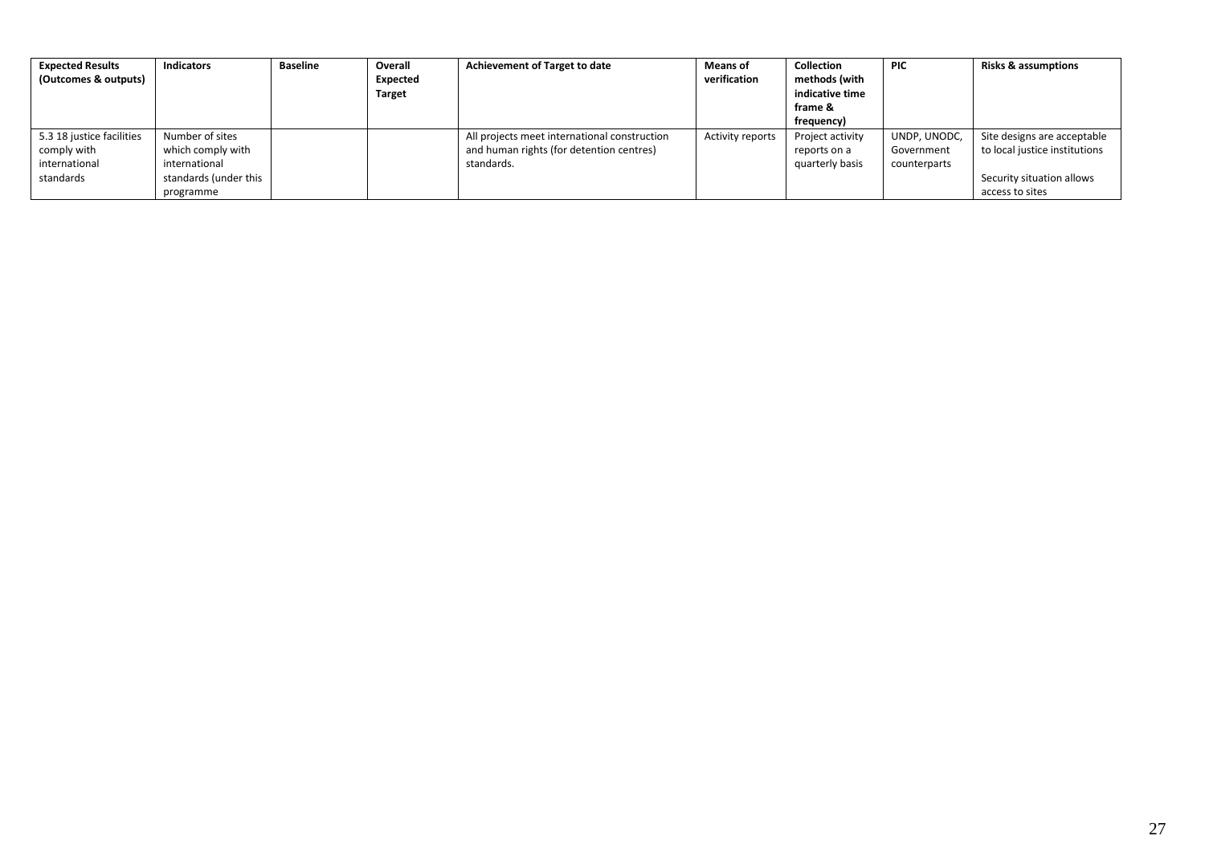| Expected Results (Outcomes & outputs) | Indicators | Baseline | Overall Expected Target | Achievement of Target to date | Means of verification | Collection methods (with indicative time frame & frequency) | PIC | Risks & assumptions |
|---|---|---|---|---|---|---|---|---|
| 5.3 18 justice facilities comply with international standards | Number of sites which comply with international standards (under this programme | | | All projects meet international construction and human rights (for detention centres) standards. | Activity reports | Project activity reports on a quarterly basis | UNDP, UNODC, Government counterparts | Site designs are acceptable to local justice institutions<br><br>Security situation allows access to sites |